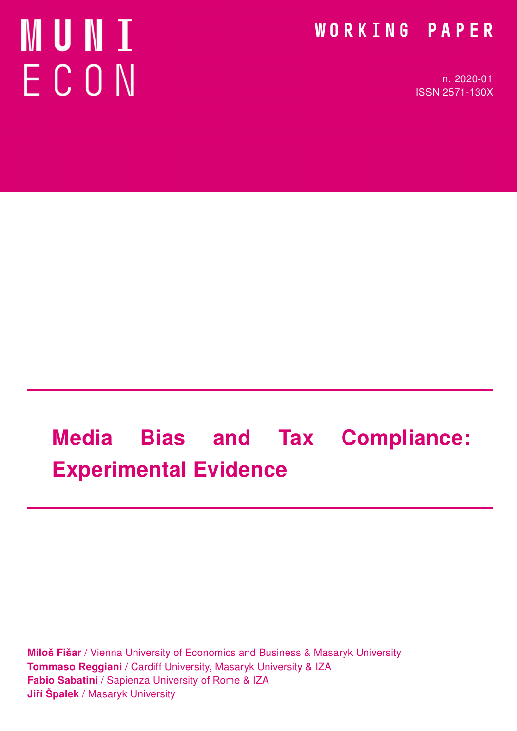MUNI ECON

WORKING PAPER

n. 2020-01
ISSN 2571-130X

# Media Bias and Tax Compliance: Experimental Evidence

**Miloš Fišar** / Vienna University of Economics and Business & Masaryk University
**Tommaso Reggiani** / Cardiff University, Masaryk University & IZA
**Fabio Sabatini** / Sapienza University of Rome & IZA
**Jiří Špalek** / Masaryk University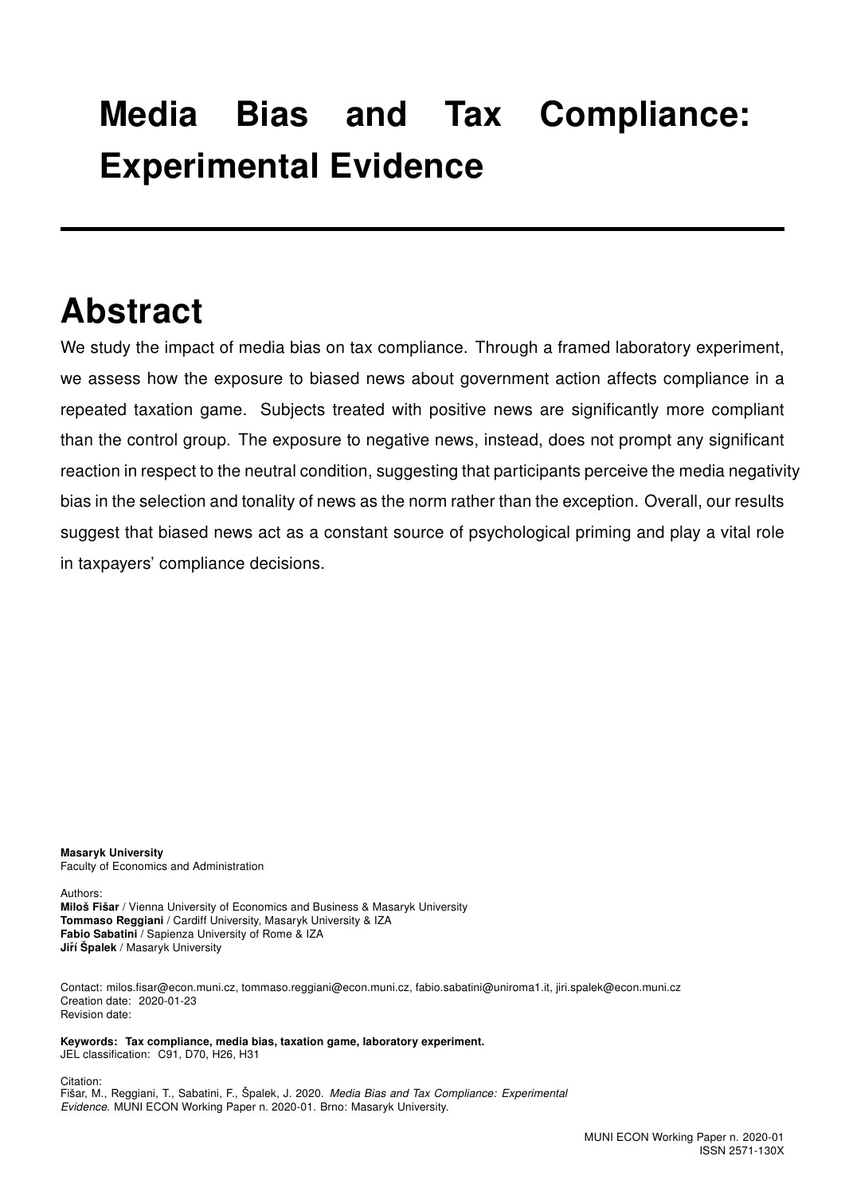# Media Bias and Tax Compliance: Experimental Evidence

---

## Abstract

We study the impact of media bias on tax compliance. Through a framed laboratory experiment, we assess how the exposure to biased news about government action affects compliance in a repeated taxation game. Subjects treated with positive news are significantly more compliant than the control group. The exposure to negative news, instead, does not prompt any significant reaction in respect to the neutral condition, suggesting that participants perceive the media negativity bias in the selection and tonality of news as the norm rather than the exception. Overall, our results suggest that biased news act as a constant source of psychological priming and play a vital role in taxpayers' compliance decisions.

**Masaryk University**
Faculty of Economics and Administration

Authors:
**Miloš Fišar** / Vienna University of Economics and Business & Masaryk University
**Tommaso Reggiani** / Cardiff University, Masaryk University & IZA
**Fabio Sabatini** / Sapienza University of Rome & IZA
**Jiří Špalek** / Masaryk University

Contact: milos.fisar@econ.muni.cz, tommaso.reggiani@econ.muni.cz, fabio.sabatini@uniroma1.it, jiri.spalek@econ.muni.cz
Creation date: 2020-01-23
Revision date:

**Keywords: Tax compliance, media bias, taxation game, laboratory experiment.**
JEL classification: C91, D70, H26, H31

Citation:
Fišar, M., Reggiani, T., Sabatini, F., Špalek, J. 2020. *Media Bias and Tax Compliance: Experimental Evidence*. MUNI ECON Working Paper n. 2020-01. Brno: Masaryk University.

MUNI ECON Working Paper n. 2020-01
ISSN 2571-130X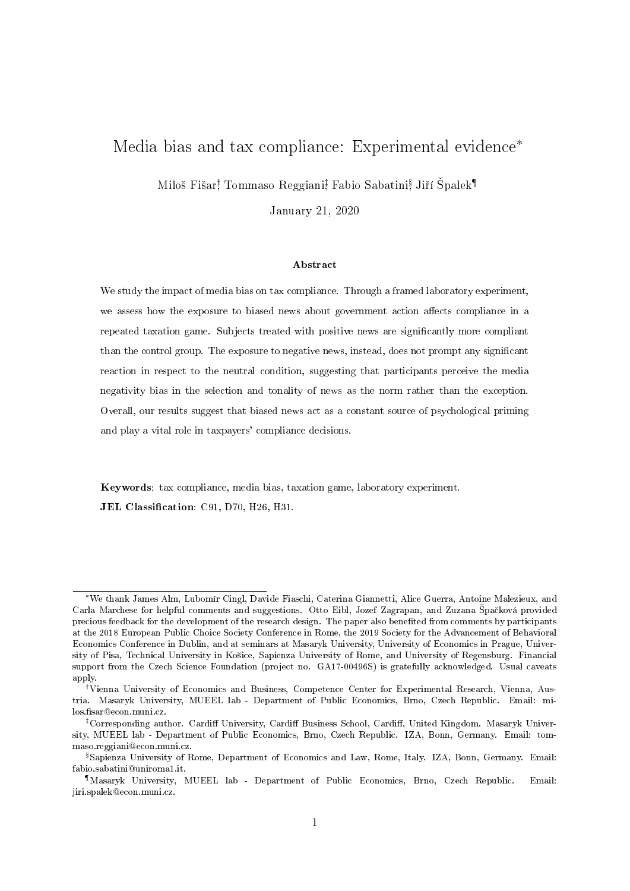# Media bias and tax compliance: Experimental evidence[*]

Miloš Fišar[†], Tommaso Reggiani[‡], Fabio Sabatini[§], Jiří Špalek[¶]

January 21, 2020

### Abstract

We study the impact of media bias on tax compliance. Through a framed laboratory experiment, we assess how the exposure to biased news about government action affects compliance in a repeated taxation game. Subjects treated with positive news are significantly more compliant than the control group. The exposure to negative news, instead, does not prompt any significant reaction in respect to the neutral condition, suggesting that participants perceive the media negativity bias in the selection and tonality of news as the norm rather than the exception. Overall, our results suggest that biased news act as a constant source of psychological priming and play a vital role in taxpayers' compliance decisions.

**Keywords**: tax compliance, media bias, taxation game, laboratory experiment.

**JEL Classification**: C91, D70, H26, H31.

---

[*] We thank James Alm, Lubomír Cingl, Davide Fiaschi, Caterina Giannetti, Alice Guerra, Antoine Malezieux, and Carla Marchese for helpful comments and suggestions. Otto Eibl, Jozef Zagrapan, and Zuzana Špačková provided precious feedback for the development of the research design. The paper also benefited from comments by participants at the 2018 European Public Choice Society Conference in Rome, the 2019 Society for the Advancement of Behavioral Economics Conference in Dublin, and at seminars at Masaryk University, University of Economics in Prague, University of Pisa, Technical University in Košice, Sapienza University of Rome, and University of Regensburg. Financial support from the Czech Science Foundation (project no. GA17-00496S) is gratefully acknowledged. Usual caveats apply.

[†] Vienna University of Economics and Business, Competence Center for Experimental Research, Vienna, Austria. Masaryk University, MUEEL lab - Department of Public Economics, Brno, Czech Republic. Email: milos.fisar@econ.muni.cz.

[‡] Corresponding author. Cardiff University, Cardiff Business School, Cardiff, United Kingdom. Masaryk University, MUEEL lab - Department of Public Economics, Brno, Czech Republic. IZA, Bonn, Germany. Email: tommaso.reggiani@econ.muni.cz.

[§] Sapienza University of Rome, Department of Economics and Law, Rome, Italy. IZA, Bonn, Germany. Email: fabio.sabatini@uniroma1.it.

[¶] Masaryk University, MUEEL lab - Department of Public Economics, Brno, Czech Republic. Email: jiri.spalek@econ.muni.cz.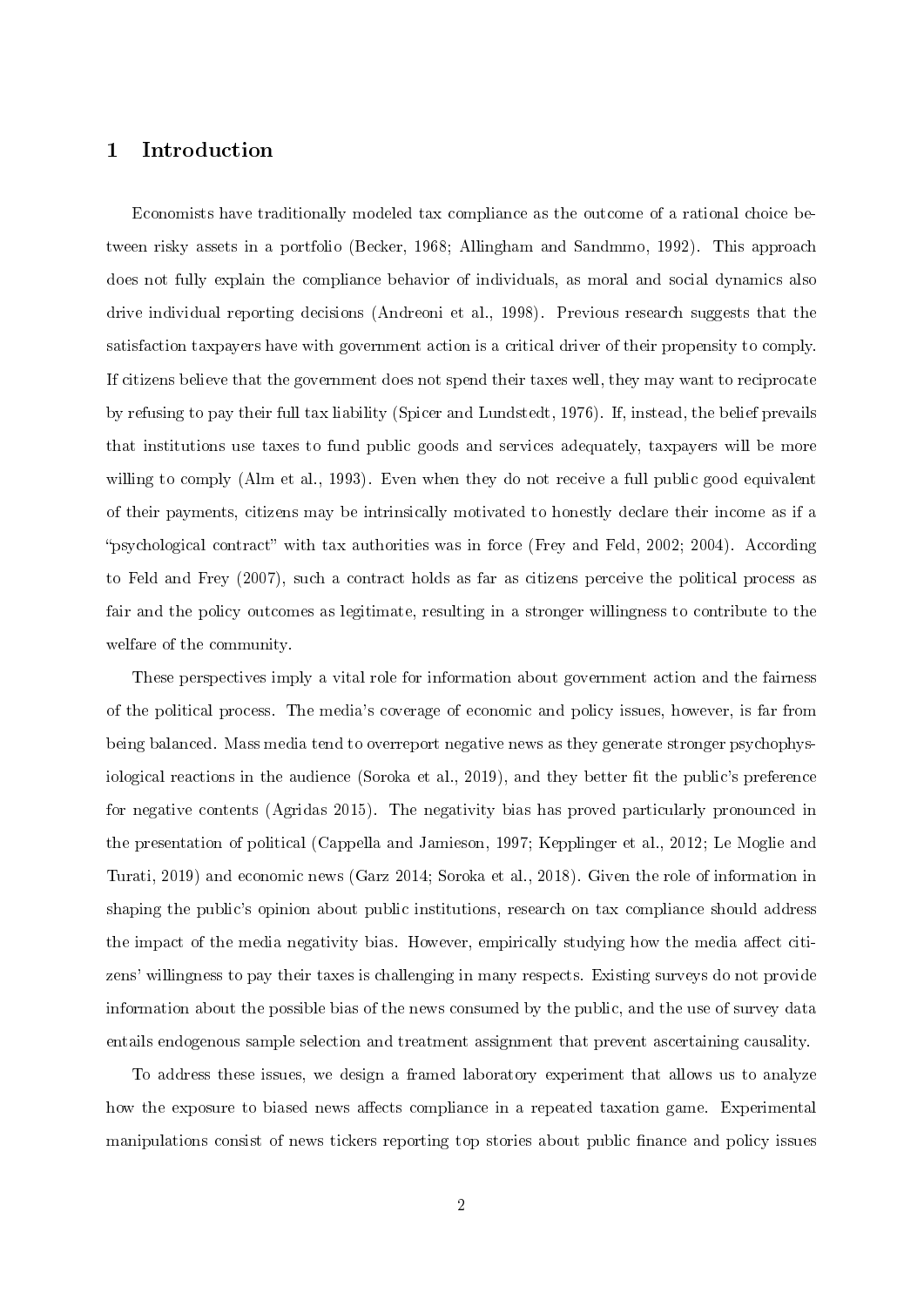# 1 Introduction

Economists have traditionally modeled tax compliance as the outcome of a rational choice between risky assets in a portfolio (Becker, 1968; Allingham and Sandmmo, 1992). This approach does not fully explain the compliance behavior of individuals, as moral and social dynamics also drive individual reporting decisions (Andreoni et al., 1998). Previous research suggests that the satisfaction taxpayers have with government action is a critical driver of their propensity to comply. If citizens believe that the government does not spend their taxes well, they may want to reciprocate by refusing to pay their full tax liability (Spicer and Lundstedt, 1976). If, instead, the belief prevails that institutions use taxes to fund public goods and services adequately, taxpayers will be more willing to comply (Alm et al., 1993). Even when they do not receive a full public good equivalent of their payments, citizens may be intrinsically motivated to honestly declare their income as if a "psychological contract" with tax authorities was in force (Frey and Feld, 2002; 2004). According to Feld and Frey (2007), such a contract holds as far as citizens perceive the political process as fair and the policy outcomes as legitimate, resulting in a stronger willingness to contribute to the welfare of the community.

These perspectives imply a vital role for information about government action and the fairness of the political process. The media's coverage of economic and policy issues, however, is far from being balanced. Mass media tend to overreport negative news as they generate stronger psychophysiological reactions in the audience (Soroka et al., 2019), and they better fit the public's preference for negative contents (Agridas 2015). The negativity bias has proved particularly pronounced in the presentation of political (Cappella and Jamieson, 1997; Kepplinger et al., 2012; Le Moglie and Turati, 2019) and economic news (Garz 2014; Soroka et al., 2018). Given the role of information in shaping the public's opinion about public institutions, research on tax compliance should address the impact of the media negativity bias. However, empirically studying how the media affect citizens' willingness to pay their taxes is challenging in many respects. Existing surveys do not provide information about the possible bias of the news consumed by the public, and the use of survey data entails endogenous sample selection and treatment assignment that prevent ascertaining causality.

To address these issues, we design a framed laboratory experiment that allows us to analyze how the exposure to biased news affects compliance in a repeated taxation game. Experimental manipulations consist of news tickers reporting top stories about public finance and policy issues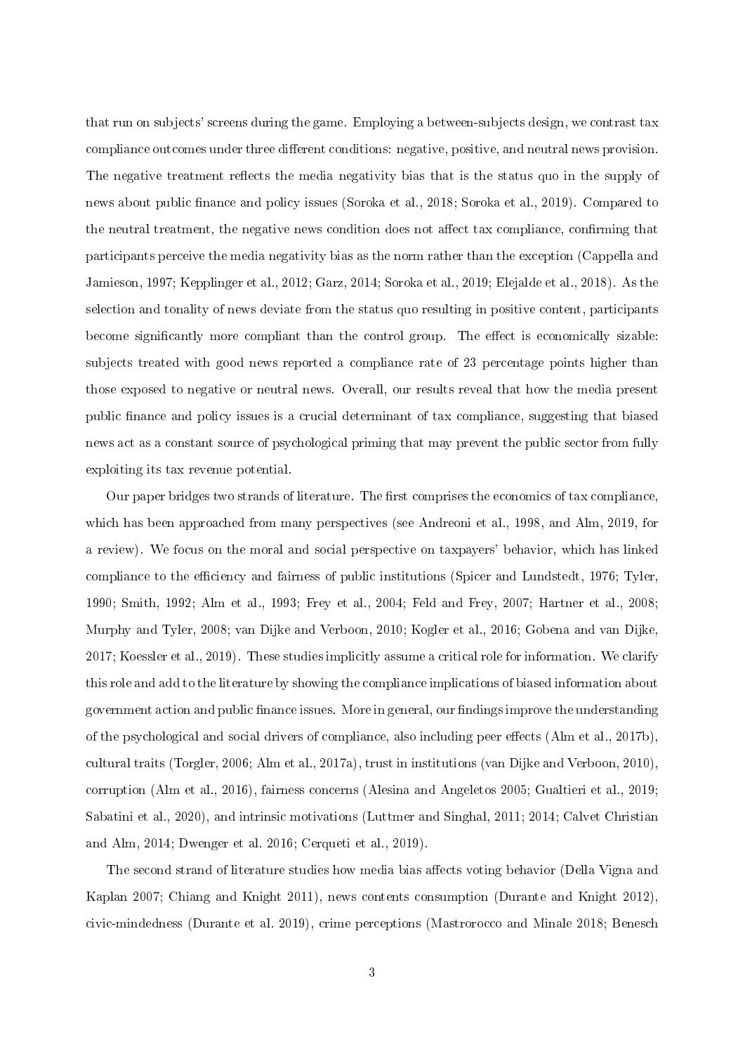that run on subjects' screens during the game. Employing a between-subjects design, we contrast tax compliance outcomes under three different conditions: negative, positive, and neutral news provision. The negative treatment reflects the media negativity bias that is the status quo in the supply of news about public finance and policy issues (Soroka et al., 2018; Soroka et al., 2019). Compared to the neutral treatment, the negative news condition does not affect tax compliance, confirming that participants perceive the media negativity bias as the norm rather than the exception (Cappella and Jamieson, 1997; Kepplinger et al., 2012; Garz, 2014; Soroka et al., 2019; Elejalde et al., 2018). As the selection and tonality of news deviate from the status quo resulting in positive content, participants become significantly more compliant than the control group. The effect is economically sizable: subjects treated with good news reported a compliance rate of 23 percentage points higher than those exposed to negative or neutral news. Overall, our results reveal that how the media present public finance and policy issues is a crucial determinant of tax compliance, suggesting that biased news act as a constant source of psychological priming that may prevent the public sector from fully exploiting its tax revenue potential.

Our paper bridges two strands of literature. The first comprises the economics of tax compliance, which has been approached from many perspectives (see Andreoni et al., 1998, and Alm, 2019, for a review). We focus on the moral and social perspective on taxpayers' behavior, which has linked compliance to the efficiency and fairness of public institutions (Spicer and Lundstedt, 1976; Tyler, 1990; Smith, 1992; Alm et al., 1993; Frey et al., 2004; Feld and Frey, 2007; Hartner et al., 2008; Murphy and Tyler, 2008; van Dijke and Verboon, 2010; Kogler et al., 2016; Gobena and van Dijke, 2017; Koessler et al., 2019). These studies implicitly assume a critical role for information. We clarify this role and add to the literature by showing the compliance implications of biased information about government action and public finance issues. More in general, our findings improve the understanding of the psychological and social drivers of compliance, also including peer effects (Alm et al., 2017b), cultural traits (Torgler, 2006; Alm et al., 2017a), trust in institutions (van Dijke and Verboon, 2010), corruption (Alm et al., 2016), fairness concerns (Alesina and Angeletos 2005; Gualtieri et al., 2019; Sabatini et al., 2020), and intrinsic motivations (Luttmer and Singhal, 2011; 2014; Calvet Christian and Alm, 2014; Dwenger et al. 2016; Cerqueti et al., 2019).

The second strand of literature studies how media bias affects voting behavior (Della Vigna and Kaplan 2007; Chiang and Knight 2011), news contents consumption (Durante and Knight 2012), civic-mindedness (Durante et al. 2019), crime perceptions (Mastrorocco and Minale 2018; Benesch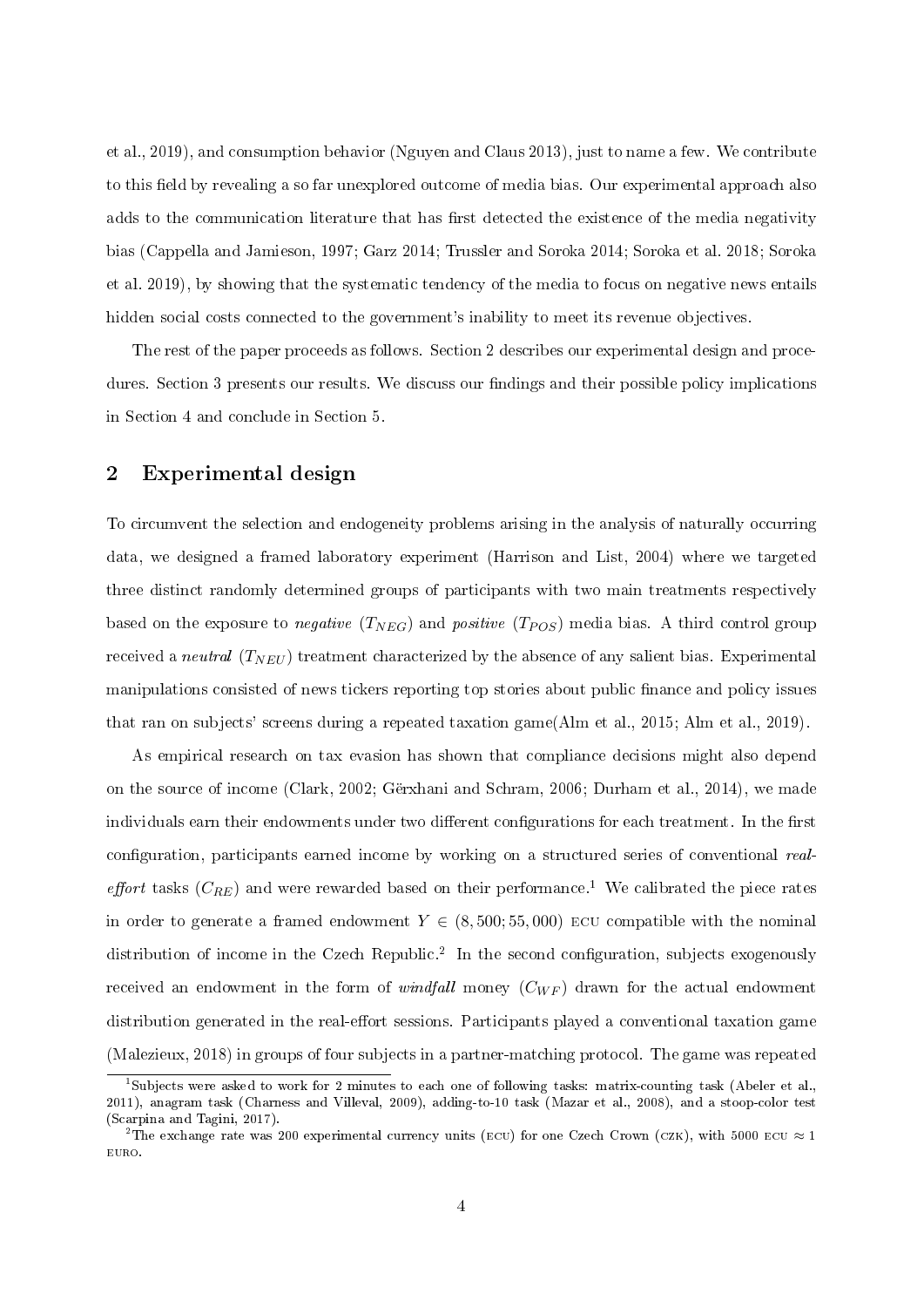et al., 2019), and consumption behavior (Nguyen and Claus 2013), just to name a few. We contribute to this field by revealing a so far unexplored outcome of media bias. Our experimental approach also adds to the communication literature that has first detected the existence of the media negativity bias (Cappella and Jamieson, 1997; Garz 2014; Trussler and Soroka 2014; Soroka et al. 2018; Soroka et al. 2019), by showing that the systematic tendency of the media to focus on negative news entails hidden social costs connected to the government's inability to meet its revenue objectives.

The rest of the paper proceeds as follows. Section 2 describes our experimental design and procedures. Section 3 presents our results. We discuss our findings and their possible policy implications in Section 4 and conclude in Section 5.

## 2 Experimental design

To circumvent the selection and endogeneity problems arising in the analysis of naturally occurring data, we designed a framed laboratory experiment (Harrison and List, 2004) where we targeted three distinct randomly determined groups of participants with two main treatments respectively based on the exposure to *negative* ($T_{NEG}$) and *positive* ($T_{POS}$) media bias. A third control group received a *neutral* ($T_{NEU}$) treatment characterized by the absence of any salient bias. Experimental manipulations consisted of news tickers reporting top stories about public finance and policy issues that ran on subjects' screens during a repeated taxation game(Alm et al., 2015; Alm et al., 2019).

As empirical research on tax evasion has shown that compliance decisions might also depend on the source of income (Clark, 2002; Gërxhani and Schram, 2006; Durham et al., 2014), we made individuals earn their endowments under two different configurations for each treatment. In the first configuration, participants earned income by working on a structured series of conventional *real-effort* tasks ($C_{RE}$) and were rewarded based on their performance.[1] We calibrated the piece rates in order to generate a framed endowment $Y \in (8,500; 55,000)$ ECU compatible with the nominal distribution of income in the Czech Republic.[2] In the second configuration, subjects exogenously received an endowment in the form of *windfall* money ($C_{WF}$) drawn for the actual endowment distribution generated in the real-effort sessions. Participants played a conventional taxation game (Malezieux, 2018) in groups of four subjects in a partner-matching protocol. The game was repeated

---

[1] Subjects were asked to work for 2 minutes to each one of following tasks: matrix-counting task (Abeler et al., 2011), anagram task (Charness and Villeval, 2009), adding-to-10 task (Mazar et al., 2008), and a stoop-color test (Scarpina and Tagini, 2017).

[2] The exchange rate was 200 experimental currency units (ECU) for one Czech Crown (CZK), with 5000 ECU ≈ 1 EURO.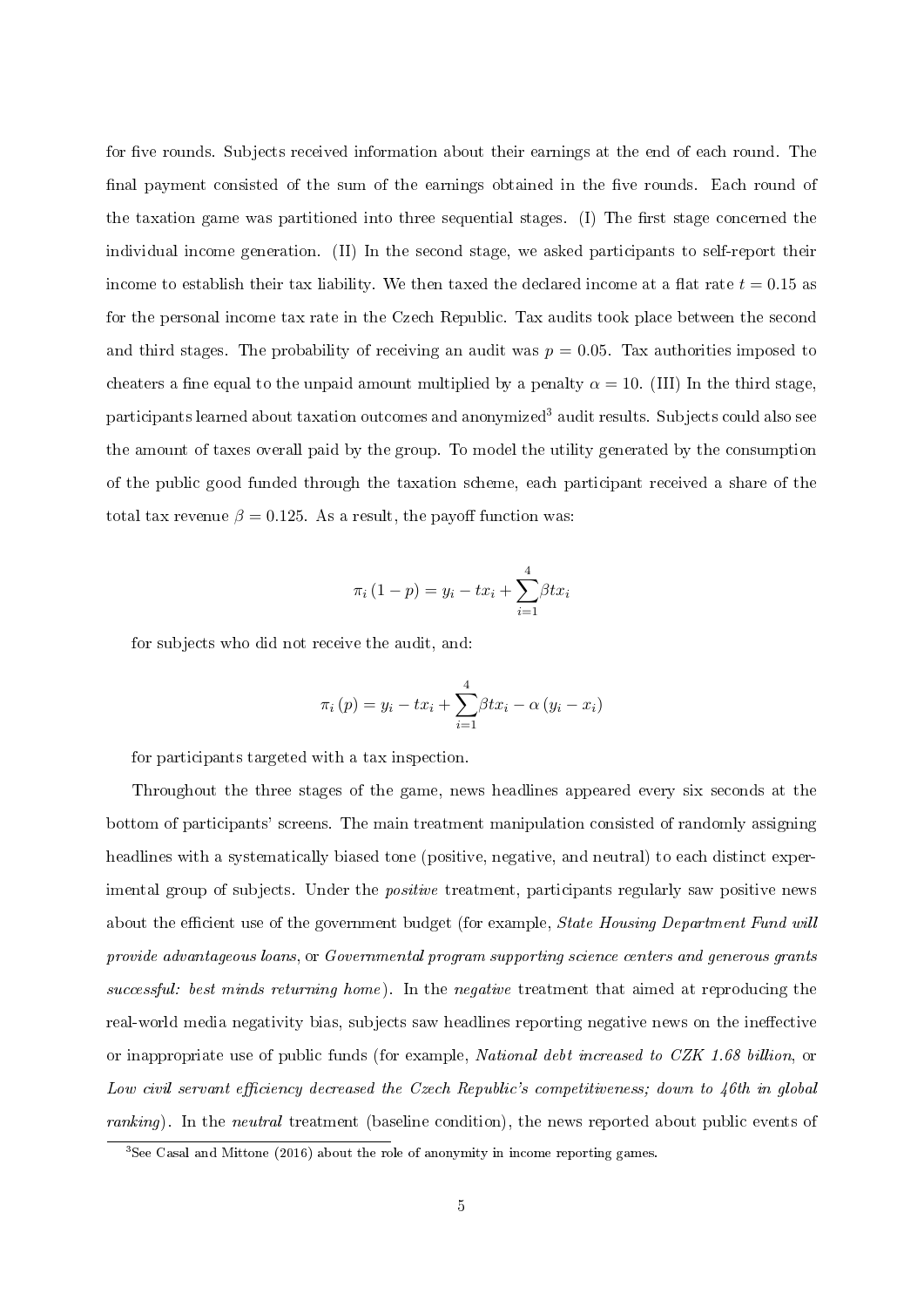for five rounds. Subjects received information about their earnings at the end of each round. The final payment consisted of the sum of the earnings obtained in the five rounds. Each round of the taxation game was partitioned into three sequential stages. (I) The first stage concerned the individual income generation. (II) In the second stage, we asked participants to self-report their income to establish their tax liability. We then taxed the declared income at a flat rate $t = 0.15$ as for the personal income tax rate in the Czech Republic. Tax audits took place between the second and third stages. The probability of receiving an audit was $p = 0.05$. Tax authorities imposed to cheaters a fine equal to the unpaid amount multiplied by a penalty $\alpha = 10$. (III) In the third stage, participants learned about taxation outcomes and anonymized[3] audit results. Subjects could also see the amount of taxes overall paid by the group. To model the utility generated by the consumption of the public good funded through the taxation scheme, each participant received a share of the total tax revenue $\beta = 0.125$. As a result, the payoff function was:

$$\pi_i (1 - p) = y_i - tx_i + \sum_{i=1}^{4} \beta tx_i$$

for subjects who did not receive the audit, and:

$$\pi_i (p) = y_i - tx_i + \sum_{i=1}^{4} \beta tx_i - \alpha (y_i - x_i)$$

for participants targeted with a tax inspection.

Throughout the three stages of the game, news headlines appeared every six seconds at the bottom of participants' screens. The main treatment manipulation consisted of randomly assigning headlines with a systematically biased tone (positive, negative, and neutral) to each distinct experimental group of subjects. Under the *positive* treatment, participants regularly saw positive news about the efficient use of the government budget (for example, *State Housing Department Fund will provide advantageous loans*, or *Governmental program supporting science centers and generous grants successful: best minds returning home*). In the *negative* treatment that aimed at reproducing the real-world media negativity bias, subjects saw headlines reporting negative news on the ineffective or inappropriate use of public funds (for example, *National debt increased to CZK 1.68 billion*, or *Low civil servant efficiency decreased the Czech Republic's competitiveness; down to 46th in global ranking*). In the *neutral* treatment (baseline condition), the news reported about public events of

[3] See Casal and Mittone (2016) about the role of anonymity in income reporting games.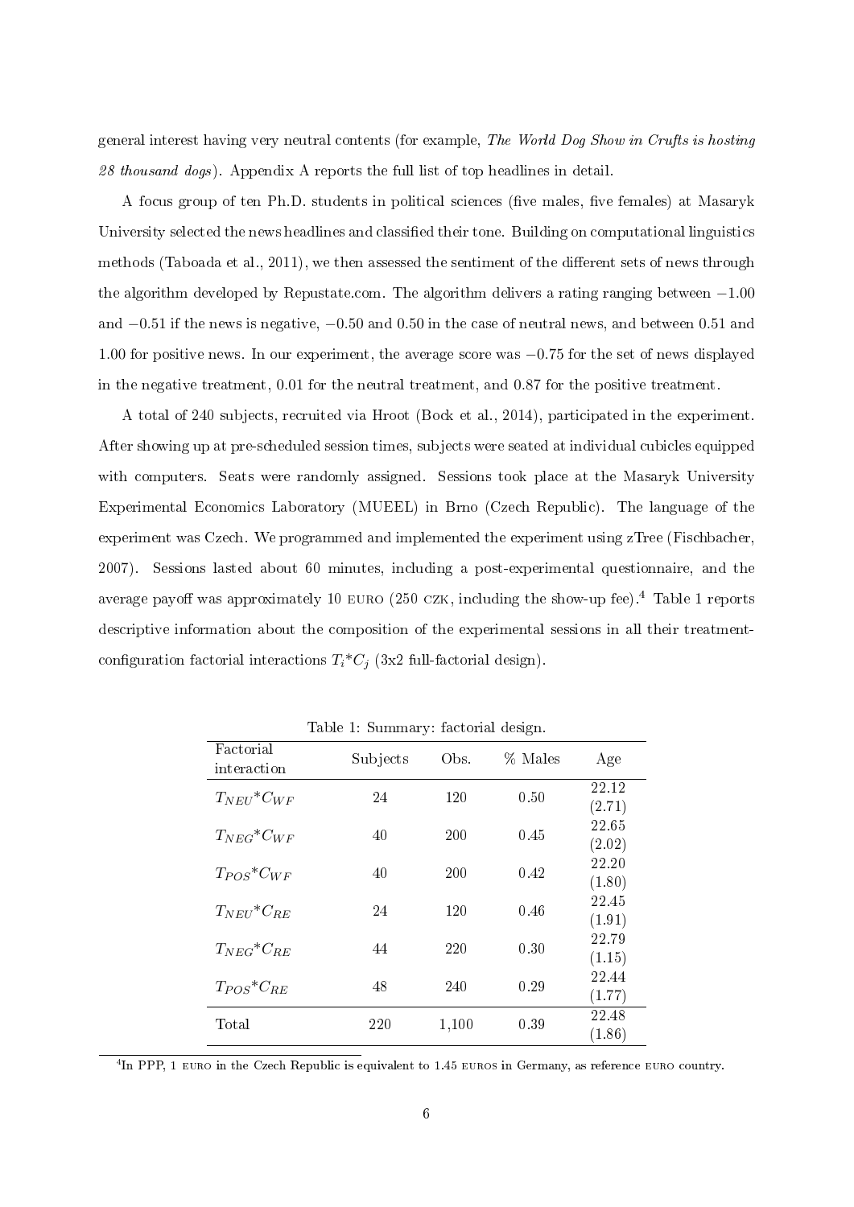general interest having very neutral contents (for example, *The World Dog Show in Crufts is hosting 28 thousand dogs*). Appendix A reports the full list of top headlines in detail.

A focus group of ten Ph.D. students in political sciences (five males, five females) at Masaryk University selected the news headlines and classified their tone. Building on computational linguistics methods (Taboada et al., 2011), we then assessed the sentiment of the different sets of news through the algorithm developed by Repustate.com. The algorithm delivers a rating ranging between $-1.00$ and $-0.51$ if the news is negative, $-0.50$ and $0.50$ in the case of neutral news, and between $0.51$ and $1.00$ for positive news. In our experiment, the average score was $-0.75$ for the set of news displayed in the negative treatment, $0.01$ for the neutral treatment, and $0.87$ for the positive treatment.

A total of 240 subjects, recruited via Hroot (Bock et al., 2014), participated in the experiment. After showing up at pre-scheduled session times, subjects were seated at individual cubicles equipped with computers. Seats were randomly assigned. Sessions took place at the Masaryk University Experimental Economics Laboratory (MUEEL) in Brno (Czech Republic). The language of the experiment was Czech. We programmed and implemented the experiment using zTree (Fischbacher, 2007). Sessions lasted about 60 minutes, including a post-experimental questionnaire, and the average payoff was approximately 10 EURO (250 CZK, including the show-up fee).[4] Table 1 reports descriptive information about the composition of the experimental sessions in all their treatment-configuration factorial interactions $T_i$*$C_j$ (3x2 full-factorial design).

Table 1: Summary: factorial design.

| Factorial interaction | Subjects | Obs. | % Males | Age |
|---|---|---|---|---|
| $T_{NEU}$*$C_{WF}$ | 24 | 120 | 0.50 | 22.12 (2.71) |
| $T_{NEG}$*$C_{WF}$ | 40 | 200 | 0.45 | 22.65 (2.02) |
| $T_{POS}$*$C_{WF}$ | 40 | 200 | 0.42 | 22.20 (1.80) |
| $T_{NEU}$*$C_{RE}$ | 24 | 120 | 0.46 | 22.45 (1.91) |
| $T_{NEG}$*$C_{RE}$ | 44 | 220 | 0.30 | 22.79 (1.15) |
| $T_{POS}$*$C_{RE}$ | 48 | 240 | 0.29 | 22.44 (1.77) |
| Total | 220 | 1,100 | 0.39 | 22.48 (1.86) |

[4] In PPP, 1 EURO in the Czech Republic is equivalent to 1.45 EUROS in Germany, as reference EURO country.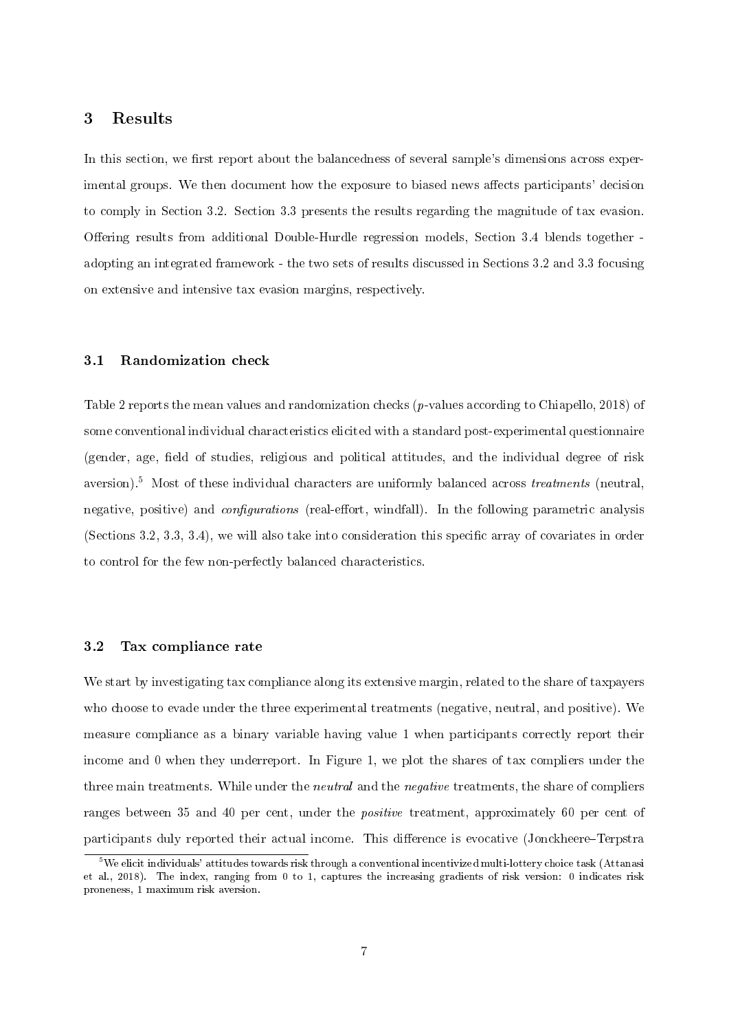## 3 Results

In this section, we first report about the balancedness of several sample's dimensions across experimental groups. We then document how the exposure to biased news affects participants' decision to comply in Section 3.2. Section 3.3 presents the results regarding the magnitude of tax evasion. Offering results from additional Double-Hurdle regression models, Section 3.4 blends together - adopting an integrated framework - the two sets of results discussed in Sections 3.2 and 3.3 focusing on extensive and intensive tax evasion margins, respectively.

### 3.1 Randomization check

Table 2 reports the mean values and randomization checks ($p$-values according to Chiapello, 2018) of some conventional individual characteristics elicited with a standard post-experimental questionnaire (gender, age, field of studies, religious and political attitudes, and the individual degree of risk aversion).[5] Most of these individual characters are uniformly balanced across *treatments* (neutral, negative, positive) and *configurations* (real-effort, windfall). In the following parametric analysis (Sections 3.2, 3.3, 3.4), we will also take into consideration this specific array of covariates in order to control for the few non-perfectly balanced characteristics.

### 3.2 Tax compliance rate

We start by investigating tax compliance along its extensive margin, related to the share of taxpayers who choose to evade under the three experimental treatments (negative, neutral, and positive). We measure compliance as a binary variable having value 1 when participants correctly report their income and 0 when they underreport. In Figure 1, we plot the shares of tax compliers under the three main treatments. While under the *neutral* and the *negative* treatments, the share of compliers ranges between 35 and 40 per cent, under the *positive* treatment, approximately 60 per cent of participants duly reported their actual income. This difference is evocative (Jonckheere–Terpstra

[5] We elicit individuals' attitudes towards risk through a conventional incentivized multi-lottery choice task (Attanasi et al., 2018). The index, ranging from 0 to 1, captures the increasing gradients of risk version: 0 indicates risk proneness, 1 maximum risk aversion.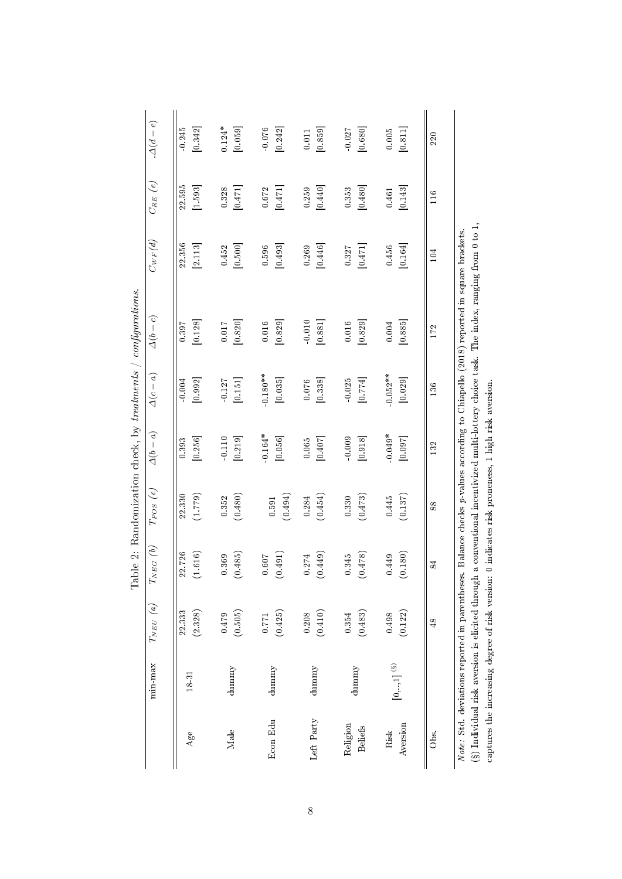Table 2: Randomization check, by *treatments* / *configurations*.

| | min-max | $T_{NEU}$ (a) | $T_{NEG}$ (b) | $T_{POS}$ (c) | $\Delta(b-a)$ | $\Delta(c-a)$ | $\Delta(b-c)$ | $C_{WF}(d)$ | $C_{RE}$ (e) | $\Delta(d-e)$ |
|---|---|---|---|---|---|---|---|---|---|---|
| Age | 18-31 | 22.333 | 22.726 | 22.330 | 0.393 | -0.004 | 0.397 | 22.356 | 22.595 | -0.245 |
| | | (2.328) | (1.616) | (1.779) | [0.256] | [0.992] | [0.128] | [2.113] | [1.593] | [0.342] |
| Male | dummy | 0.479 | 0.369 | 0.352 | -0.110 | -0.127 | 0.017 | 0.452 | 0.328 | 0.124* |
| | | (0.505) | (0.485) | (0.480) | [0.219] | [0.151] | [0.820] | [0.500] | [0.471] | [0.059] |
| Econ Edu | dummy | 0.771 | 0.607 | 0.591 | -0.164* | -0.180** | 0.016 | 0.596 | 0.672 | -0.076 |
| | | (0.425) | (0.491) | (0.494) | [0.056] | [0.035] | [0.829] | [0.493] | [0.471] | [0.242] |
| Left Party | dummy | 0.208 | 0.274 | 0.284 | 0.065 | 0.076 | -0.010 | 0.269 | 0.259 | 0.011 |
| | | (0.410) | (0.449) | (0.454) | [0.407] | [0.338] | [0.881] | [0.446] | [0.440] | [0.859] |
| Religion Beliefs | dummy | 0.354 | 0.345 | 0.330 | -0.009 | -0.025 | 0.016 | 0.327 | 0.353 | -0.027 |
| | | (0.483) | (0.478) | (0.473) | [0.918] | [0.774] | [0.829] | [0.471] | [0.480] | [0.680] |
| Risk Aversion | $[0,...,1]^{(\S)}$ | 0.498 | 0.449 | 0.445 | -0.049* | -0.052** | 0.004 | 0.456 | 0.461 | 0.005 |
| | | (0.122) | (0.180) | (0.137) | [0.097] | [0.029] | [0.885] | [0.164] | [0.143] | [0.811] |
| Obs. | | 48 | 84 | 88 | 132 | 136 | 172 | 104 | 116 | 220 |

*Note:* Std. deviations reported in parentheses. Balance checks *p*-values according to Chiapello (2018) reported in square brackets.
(§) Individual risk aversion is elicited through a conventional incentivized multi-lottery choice task. The index, ranging from 0 to 1, captures the increasing degree of risk version: 0 indicates risk proneness, 1 high risk aversion.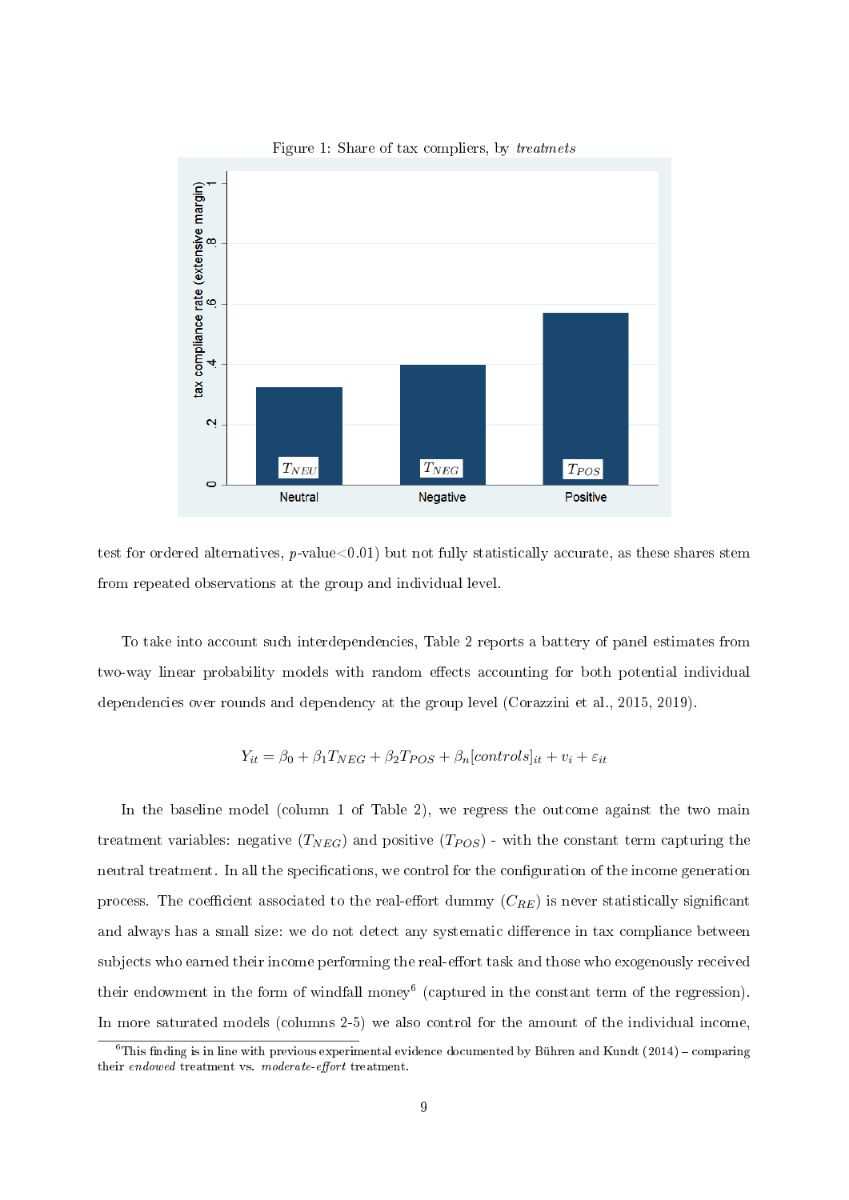Figure 1: Share of tax compliers, by *treatmets*

test for ordered alternatives, $p$-value<0.01) but not fully statistically accurate, as these shares stem from repeated observations at the group and individual level.

To take into account such interdependencies, Table 2 reports a battery of panel estimates from two-way linear probability models with random effects accounting for both potential individual dependencies over rounds and dependency at the group level (Corazzini et al., 2015, 2019).

$$Y_{it} = \beta_0 + \beta_1 T_{NEG} + \beta_2 T_{POS} + \beta_n [controls]_{it} + v_i + \varepsilon_{it}$$

In the baseline model (column 1 of Table 2), we regress the outcome against the two main treatment variables: negative ($T_{NEG}$) and positive ($T_{POS}$) - with the constant term capturing the neutral treatment. In all the specifications, we control for the configuration of the income generation process. The coefficient associated to the real-effort dummy ($C_{RE}$) is never statistically significant and always has a small size: we do not detect any systematic difference in tax compliance between subjects who earned their income performing the real-effort task and those who exogenously received their endowment in the form of windfall money[6] (captured in the constant term of the regression). In more saturated models (columns 2-5) we also control for the amount of the individual income,

[6]This finding is in line with previous experimental evidence documented by Bühren and Kundt (2014) – comparing their *endowed* treatment vs. *moderate-effort* treatment.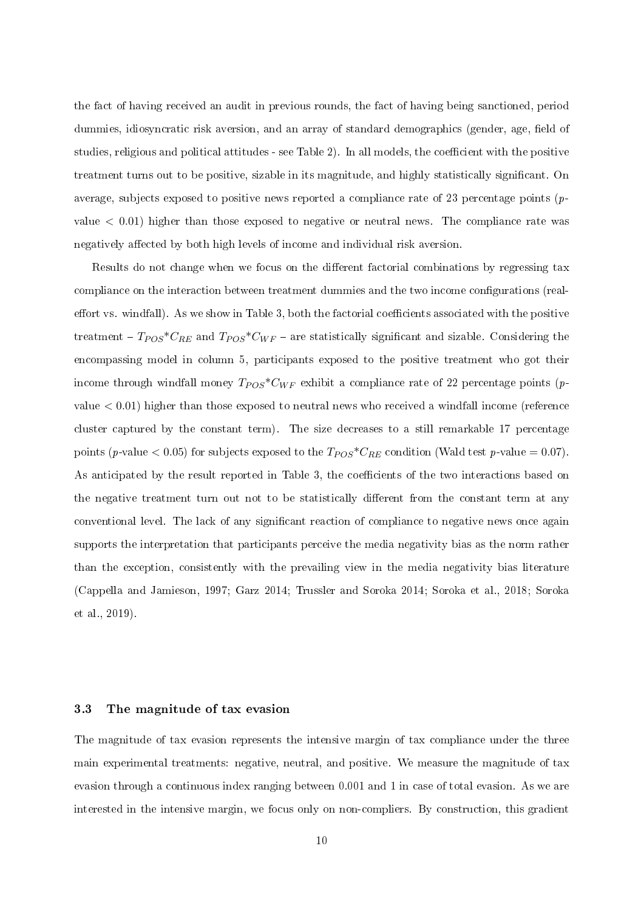the fact of having received an audit in previous rounds, the fact of having being sanctioned, period dummies, idiosyncratic risk aversion, and an array of standard demographics (gender, age, field of studies, religious and political attitudes - see Table 2). In all models, the coefficient with the positive treatment turns out to be positive, sizable in its magnitude, and highly statistically significant. On average, subjects exposed to positive news reported a compliance rate of 23 percentage points ($p$-value $< 0.01$) higher than those exposed to negative or neutral news. The compliance rate was negatively affected by both high levels of income and individual risk aversion.

Results do not change when we focus on the different factorial combinations by regressing tax compliance on the interaction between treatment dummies and the two income configurations (real-effort vs. windfall). As we show in Table 3, both the factorial coefficients associated with the positive treatment – $T_{POS}$*$C_{RE}$ and $T_{POS}$*$C_{WF}$ – are statistically significant and sizable. Considering the encompassing model in column 5, participants exposed to the positive treatment who got their income through windfall money $T_{POS}$*$C_{WF}$ exhibit a compliance rate of 22 percentage points ($p$-value $< 0.01$) higher than those exposed to neutral news who received a windfall income (reference cluster captured by the constant term). The size decreases to a still remarkable 17 percentage points ($p$-value $< 0.05$) for subjects exposed to the $T_{POS}$*$C_{RE}$ condition (Wald test $p$-value $= 0.07$). As anticipated by the result reported in Table 3, the coefficients of the two interactions based on the negative treatment turn out not to be statistically different from the constant term at any conventional level. The lack of any significant reaction of compliance to negative news once again supports the interpretation that participants perceive the media negativity bias as the norm rather than the exception, consistently with the prevailing view in the media negativity bias literature (Cappella and Jamieson, 1997; Garz 2014; Trussler and Soroka 2014; Soroka et al., 2018; Soroka et al., 2019).

### 3.3 The magnitude of tax evasion

The magnitude of tax evasion represents the intensive margin of tax compliance under the three main experimental treatments: negative, neutral, and positive. We measure the magnitude of tax evasion through a continuous index ranging between 0.001 and 1 in case of total evasion. As we are interested in the intensive margin, we focus only on non-compliers. By construction, this gradient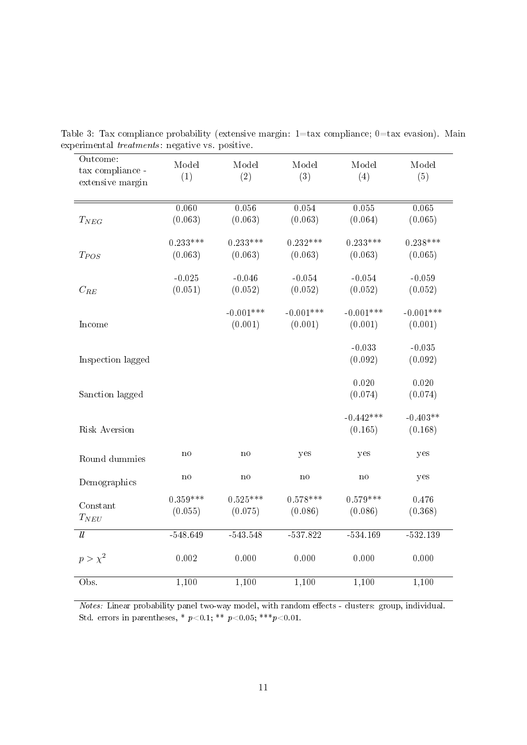Table 3: Tax compliance probability (extensive margin: 1=tax compliance; 0=tax evasion). Main experimental *treatments*: negative vs. positive.

| Outcome: tax compliance - extensive margin | Model (1) | Model (2) | Model (3) | Model (4) | Model (5) |
|---|---|---|---|---|---|
| $T_{NEG}$ | 0.060 (0.063) | 0.056 (0.063) | 0.054 (0.063) | 0.055 (0.064) | 0.065 (0.065) |
| $T_{POS}$ | 0.233*** (0.063) | 0.233*** (0.063) | 0.232*** (0.063) | 0.233*** (0.063) | 0.238*** (0.065) |
| $C_{RE}$ | -0.025 (0.051) | -0.046 (0.052) | -0.054 (0.052) | -0.054 (0.052) | -0.059 (0.052) |
| Income | | -0.001*** (0.001) | -0.001*** (0.001) | -0.001*** (0.001) | -0.001*** (0.001) |
| Inspection lagged | | | | -0.033 (0.092) | -0.035 (0.092) |
| Sanction lagged | | | | 0.020 (0.074) | 0.020 (0.074) |
| Risk Aversion | | | | -0.442*** (0.165) | -0.403** (0.168) |
| Round dummies | no | no | yes | yes | yes |
| Demographics | no | no | no | no | yes |
| Constant $T_{NEU}$ | 0.359*** (0.055) | 0.525*** (0.075) | 0.578*** (0.086) | 0.579*** (0.086) | 0.476 (0.368) |
| *ll* | -548.649 | -543.548 | -537.822 | -534.169 | -532.139 |
| $p > \chi^2$ | 0.002 | 0.000 | 0.000 | 0.000 | 0.000 |
| Obs. | 1,100 | 1,100 | 1,100 | 1,100 | 1,100 |

*Notes:* Linear probability panel two-way model, with random effects - clusters: group, individual. Std. errors in parentheses, * $p<0.1$; ** $p<0.05$; *** $p<0.01$.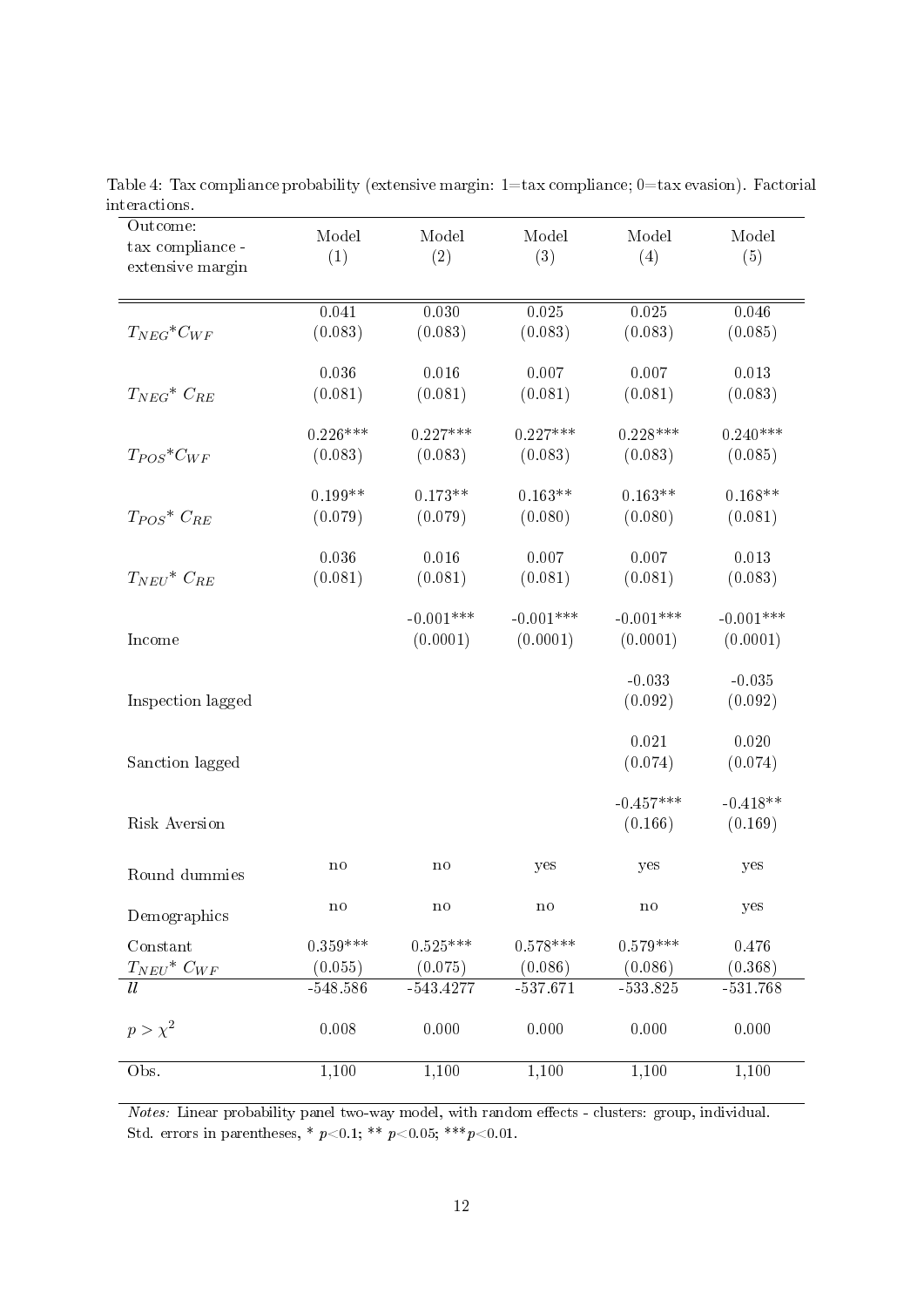Table 4: Tax compliance probability (extensive margin: 1=tax compliance; 0=tax evasion). Factorial interactions.

| Outcome: tax compliance - extensive margin | Model (1) | Model (2) | Model (3) | Model (4) | Model (5) |
|---|---|---|---|---|---|
| $T_{NEG}$*$C_{WF}$ | 0.041 | 0.030 | 0.025 | 0.025 | 0.046 |
| | (0.083) | (0.083) | (0.083) | (0.083) | (0.085) |
| $T_{NEG}$* $C_{RE}$ | 0.036 | 0.016 | 0.007 | 0.007 | 0.013 |
| | (0.081) | (0.081) | (0.081) | (0.081) | (0.083) |
| $T_{POS}$*$C_{WF}$ | 0.226*** | 0.227*** | 0.227*** | 0.228*** | 0.240*** |
| | (0.083) | (0.083) | (0.083) | (0.083) | (0.085) |
| $T_{POS}$* $C_{RE}$ | 0.199** | 0.173** | 0.163** | 0.163** | 0.168** |
| | (0.079) | (0.079) | (0.080) | (0.080) | (0.081) |
| $T_{NEU}$* $C_{RE}$ | 0.036 | 0.016 | 0.007 | 0.007 | 0.013 |
| | (0.081) | (0.081) | (0.081) | (0.081) | (0.083) |
| Income | | -0.001*** | -0.001*** | -0.001*** | -0.001*** |
| | | (0.0001) | (0.0001) | (0.0001) | (0.0001) |
| Inspection lagged | | | | -0.033 | -0.035 |
| | | | | (0.092) | (0.092) |
| Sanction lagged | | | | 0.021 | 0.020 |
| | | | | (0.074) | (0.074) |
| Risk Aversion | | | | -0.457*** | -0.418** |
| | | | | (0.166) | (0.169) |
| Round dummies | no | no | yes | yes | yes |
| Demographics | no | no | no | no | yes |
| Constant $T_{NEU}$* $C_{WF}$ | 0.359*** | 0.525*** | 0.578*** | 0.579*** | 0.476 |
| | (0.055) | (0.075) | (0.086) | (0.086) | (0.368) |
| *ll* | -548.586 | -543.4277 | -537.671 | -533.825 | -531.768 |
| $p > \chi^2$ | 0.008 | 0.000 | 0.000 | 0.000 | 0.000 |
| Obs. | 1,100 | 1,100 | 1,100 | 1,100 | 1,100 |

*Notes:* Linear probability panel two-way model, with random effects - clusters: group, individual. Std. errors in parentheses, * $p<0.1$; ** $p<0.05$; *** $p<0.01$.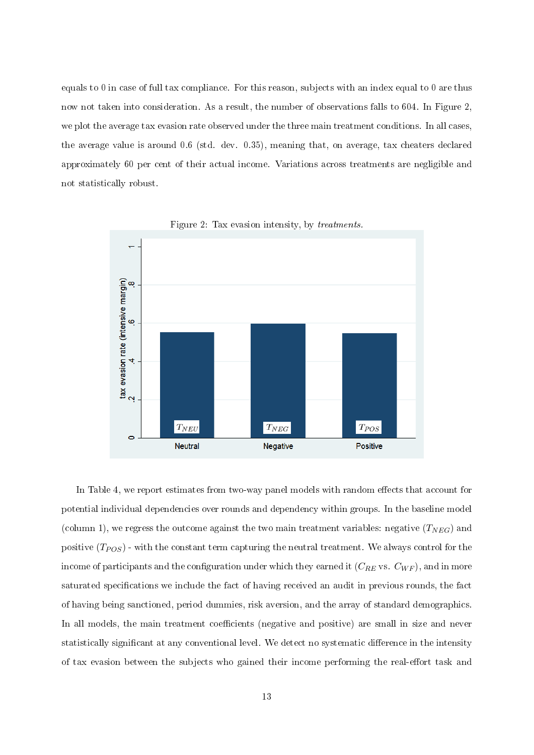equals to 0 in case of full tax compliance. For this reason, subjects with an index equal to 0 are thus now not taken into consideration. As a result, the number of observations falls to 604. In Figure 2, we plot the average tax evasion rate observed under the three main treatment conditions. In all cases, the average value is around 0.6 (std. dev. 0.35), meaning that, on average, tax cheaters declared approximately 60 per cent of their actual income. Variations across treatments are negligible and not statistically robust.

Figure 2: Tax evasion intensity, by *treatments*.

In Table 4, we report estimates from two-way panel models with random effects that account for potential individual dependencies over rounds and dependency within groups. In the baseline model (column 1), we regress the outcome against the two main treatment variables: negative ($T_{NEG}$) and positive ($T_{POS}$) - with the constant term capturing the neutral treatment. We always control for the income of participants and the configuration under which they earned it ($C_{RE}$ vs. $C_{WF}$), and in more saturated specifications we include the fact of having received an audit in previous rounds, the fact of having being sanctioned, period dummies, risk aversion, and the array of standard demographics. In all models, the main treatment coefficients (negative and positive) are small in size and never statistically significant at any conventional level. We detect no systematic difference in the intensity of tax evasion between the subjects who gained their income performing the real-effort task and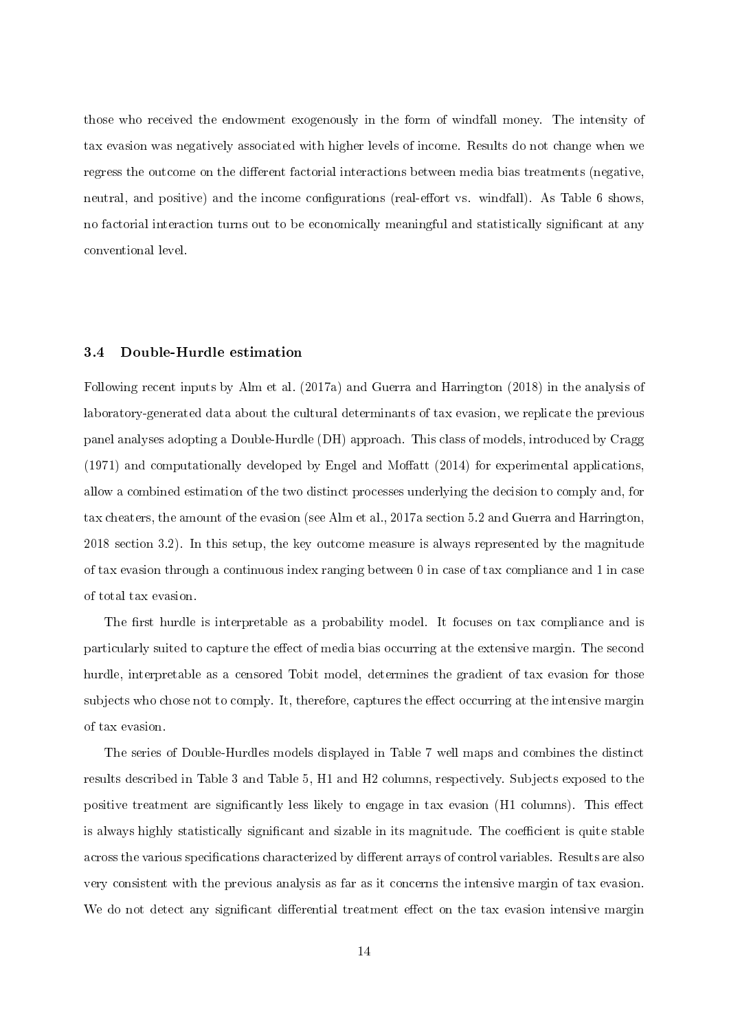those who received the endowment exogenously in the form of windfall money. The intensity of tax evasion was negatively associated with higher levels of income. Results do not change when we regress the outcome on the different factorial interactions between media bias treatments (negative, neutral, and positive) and the income configurations (real-effort vs. windfall). As Table 6 shows, no factorial interaction turns out to be economically meaningful and statistically significant at any conventional level.

### 3.4 Double-Hurdle estimation

Following recent inputs by Alm et al. (2017a) and Guerra and Harrington (2018) in the analysis of laboratory-generated data about the cultural determinants of tax evasion, we replicate the previous panel analyses adopting a Double-Hurdle (DH) approach. This class of models, introduced by Cragg (1971) and computationally developed by Engel and Moffatt (2014) for experimental applications, allow a combined estimation of the two distinct processes underlying the decision to comply and, for tax cheaters, the amount of the evasion (see Alm et al., 2017a section 5.2 and Guerra and Harrington, 2018 section 3.2). In this setup, the key outcome measure is always represented by the magnitude of tax evasion through a continuous index ranging between 0 in case of tax compliance and 1 in case of total tax evasion.

The first hurdle is interpretable as a probability model. It focuses on tax compliance and is particularly suited to capture the effect of media bias occurring at the extensive margin. The second hurdle, interpretable as a censored Tobit model, determines the gradient of tax evasion for those subjects who chose not to comply. It, therefore, captures the effect occurring at the intensive margin of tax evasion.

The series of Double-Hurdles models displayed in Table 7 well maps and combines the distinct results described in Table 3 and Table 5, H1 and H2 columns, respectively. Subjects exposed to the positive treatment are significantly less likely to engage in tax evasion (H1 columns). This effect is always highly statistically significant and sizable in its magnitude. The coefficient is quite stable across the various specifications characterized by different arrays of control variables. Results are also very consistent with the previous analysis as far as it concerns the intensive margin of tax evasion. We do not detect any significant differential treatment effect on the tax evasion intensive margin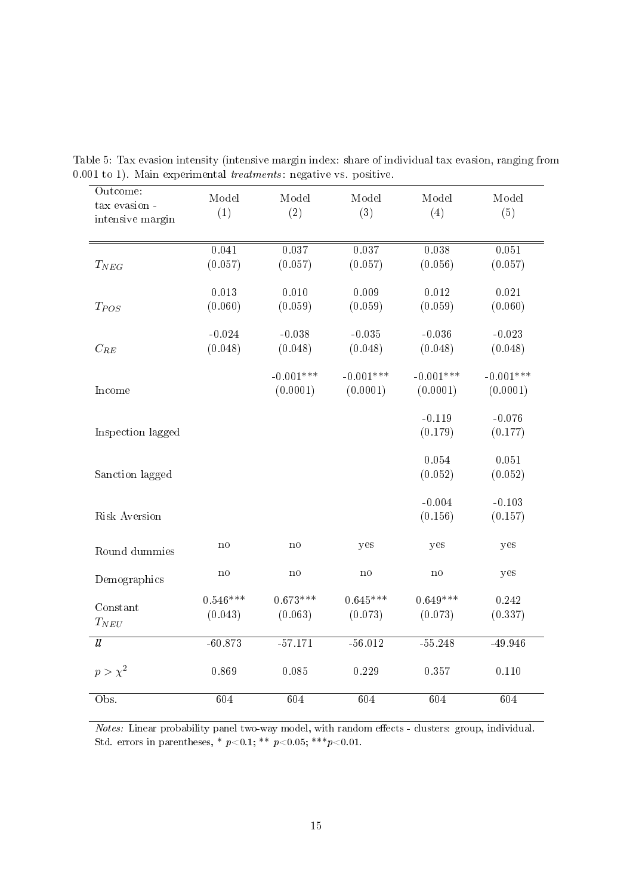Table 5: Tax evasion intensity (intensive margin index: share of individual tax evasion, ranging from 0.001 to 1). Main experimental *treatments*: negative vs. positive.

| Outcome: tax evasion - intensive margin | Model (1) | Model (2) | Model (3) | Model (4) | Model (5) |
|---|---|---|---|---|---|
| $T_{NEG}$ | 0.041 (0.057) | 0.037 (0.057) | 0.037 (0.057) | 0.038 (0.056) | 0.051 (0.057) |
| $T_{POS}$ | 0.013 (0.060) | 0.010 (0.059) | 0.009 (0.059) | 0.012 (0.059) | 0.021 (0.060) |
| $C_{RE}$ | -0.024 (0.048) | -0.038 (0.048) | -0.035 (0.048) | -0.036 (0.048) | -0.023 (0.048) |
| Income | | -0.001*** (0.0001) | -0.001*** (0.0001) | -0.001*** (0.0001) | -0.001*** (0.0001) |
| Inspection lagged | | | | -0.119 (0.179) | -0.076 (0.177) |
| Sanction lagged | | | | 0.054 (0.052) | 0.051 (0.052) |
| Risk Aversion | | | | -0.004 (0.156) | -0.103 (0.157) |
| Round dummies | no | no | yes | yes | yes |
| Demographics | no | no | no | no | yes |
| Constant $T_{NEU}$ | 0.546*** (0.043) | 0.673*** (0.063) | 0.645*** (0.073) | 0.649*** (0.073) | 0.242 (0.337) |
| *ll* | -60.873 | -57.171 | -56.012 | -55.248 | -49.946 |
| $p > \chi^2$ | 0.869 | 0.085 | 0.229 | 0.357 | 0.110 |
| Obs. | 604 | 604 | 604 | 604 | 604 |

*Notes:* Linear probability panel two-way model, with random effects - clusters: group, individual. Std. errors in parentheses, * $p<0.1$; ** $p<0.05$; ***$p<0.01$.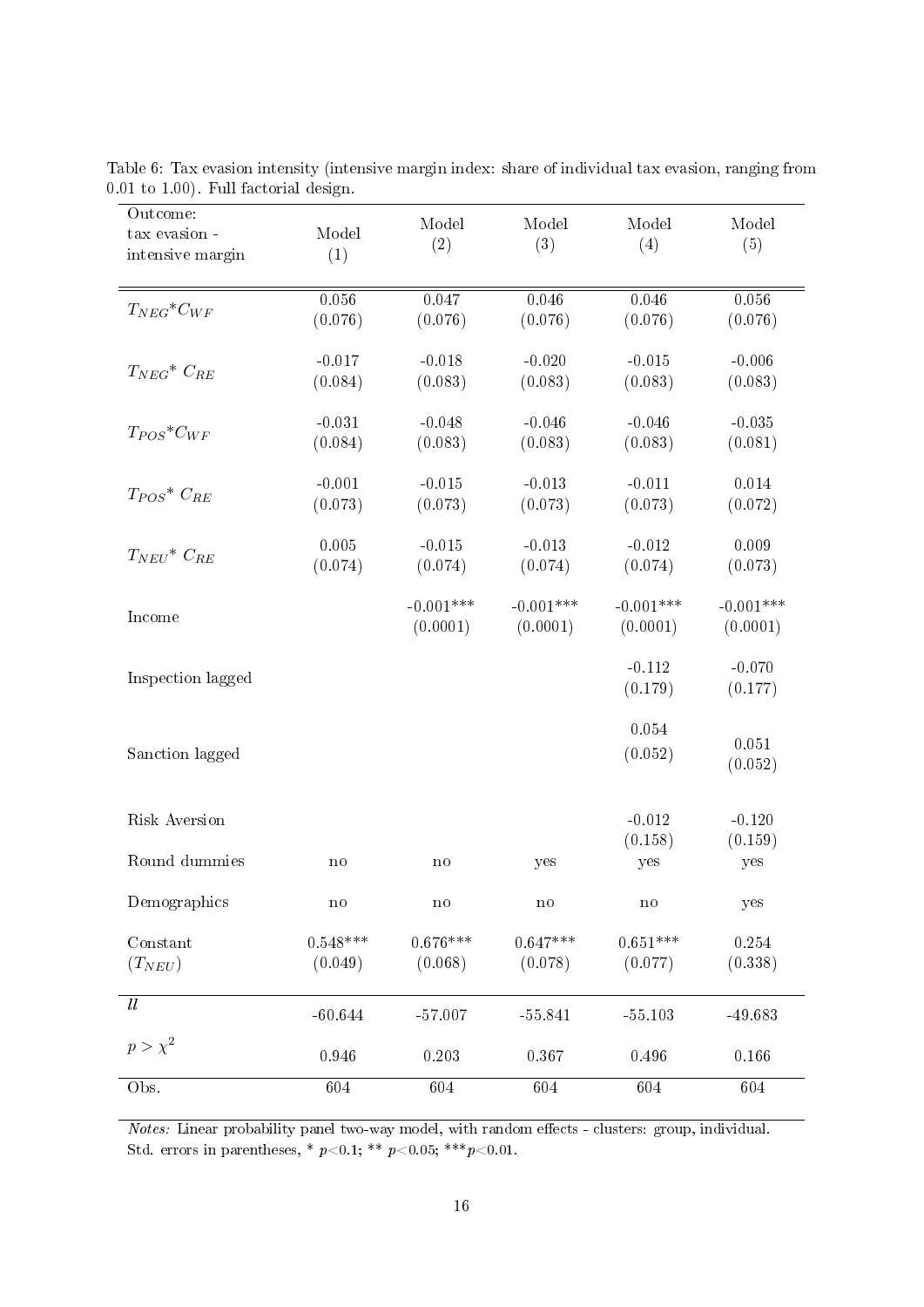Table 6: Tax evasion intensity (intensive margin index: share of individual tax evasion, ranging from 0.01 to 1.00). Full factorial design.

| Outcome: tax evasion - intensive margin | Model (1) | Model (2) | Model (3) | Model (4) | Model (5) |
|---|---|---|---|---|---|
| $T_{NEG}$\*$C_{WF}$ | 0.056 | 0.047 | 0.046 | 0.046 | 0.056 |
| | (0.076) | (0.076) | (0.076) | (0.076) | (0.076) |
| $T_{NEG}$\* $C_{RE}$ | -0.017 | -0.018 | -0.020 | -0.015 | -0.006 |
| | (0.084) | (0.083) | (0.083) | (0.083) | (0.083) |
| $T_{POS}$\*$C_{WF}$ | -0.031 | -0.048 | -0.046 | -0.046 | -0.035 |
| | (0.084) | (0.083) | (0.083) | (0.083) | (0.081) |
| $T_{POS}$\* $C_{RE}$ | -0.001 | -0.015 | -0.013 | -0.011 | 0.014 |
| | (0.073) | (0.073) | (0.073) | (0.073) | (0.072) |
| $T_{NEU}$\* $C_{RE}$ | 0.005 | -0.015 | -0.013 | -0.012 | 0.009 |
| | (0.074) | (0.074) | (0.074) | (0.074) | (0.073) |
| Income | | -0.001\*\*\* | -0.001\*\*\* | -0.001\*\*\* | -0.001\*\*\* |
| | | (0.0001) | (0.0001) | (0.0001) | (0.0001) |
| Inspection lagged | | | | -0.112 | -0.070 |
| | | | | (0.179) | (0.177) |
| Sanction lagged | | | | 0.054 | 0.051 |
| | | | | (0.052) | (0.052) |
| Risk Aversion | | | | -0.012 | -0.120 |
| | | | | (0.158) | (0.159) |
| Round dummies | no | no | yes | yes | yes |
| Demographics | no | no | no | no | yes |
| Constant ($T_{NEU}$) | 0.548\*\*\* | 0.676\*\*\* | 0.647\*\*\* | 0.651\*\*\* | 0.254 |
| | (0.049) | (0.068) | (0.078) | (0.077) | (0.338) |
| *ll* | -60.644 | -57.007 | -55.841 | -55.103 | -49.683 |
| $p > \chi^2$ | 0.946 | 0.203 | 0.367 | 0.496 | 0.166 |
| Obs. | 604 | 604 | 604 | 604 | 604 |

*Notes:* Linear probability panel two-way model, with random effects - clusters: group, individual. Std. errors in parentheses, \* $p<0.1$; \*\* $p<0.05$; \*\*\*$p<0.01$.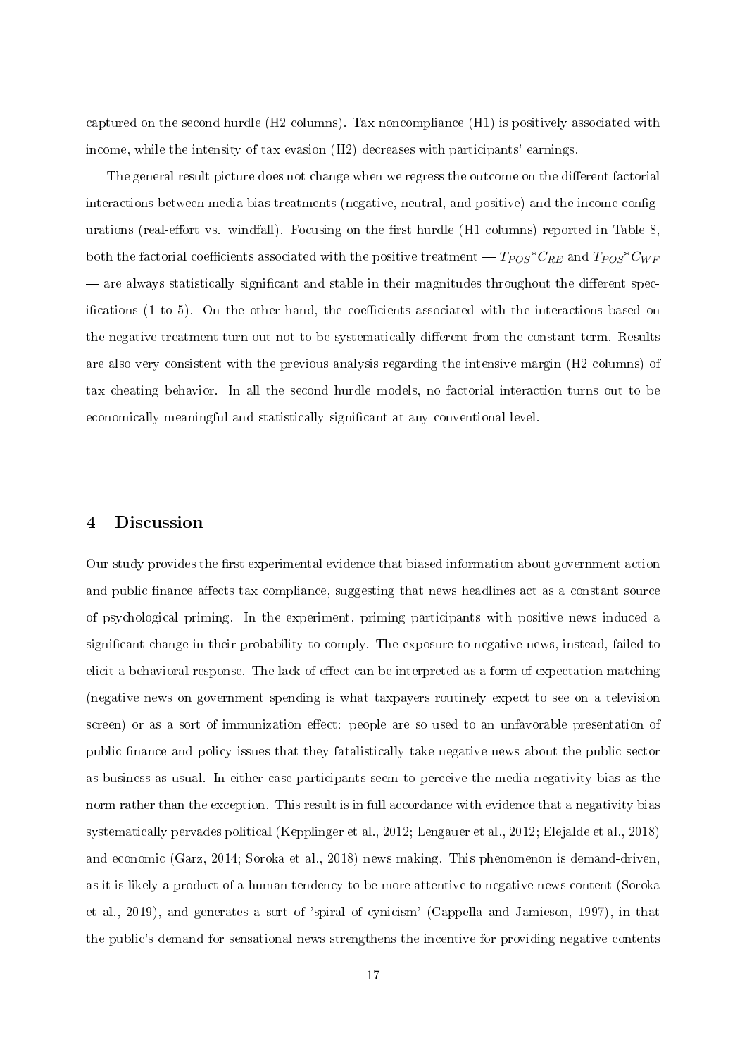captured on the second hurdle (H2 columns). Tax noncompliance (H1) is positively associated with income, while the intensity of tax evasion (H2) decreases with participants' earnings.

The general result picture does not change when we regress the outcome on the different factorial interactions between media bias treatments (negative, neutral, and positive) and the income configurations (real-effort vs. windfall). Focusing on the first hurdle (H1 columns) reported in Table 8, both the factorial coefficients associated with the positive treatment — $T_{POS}$*$C_{RE}$ and $T_{POS}$*$C_{WF}$ — are always statistically significant and stable in their magnitudes throughout the different specifications (1 to 5). On the other hand, the coefficients associated with the interactions based on the negative treatment turn out not to be systematically different from the constant term. Results are also very consistent with the previous analysis regarding the intensive margin (H2 columns) of tax cheating behavior. In all the second hurdle models, no factorial interaction turns out to be economically meaningful and statistically significant at any conventional level.

## 4 Discussion

Our study provides the first experimental evidence that biased information about government action and public finance affects tax compliance, suggesting that news headlines act as a constant source of psychological priming. In the experiment, priming participants with positive news induced a significant change in their probability to comply. The exposure to negative news, instead, failed to elicit a behavioral response. The lack of effect can be interpreted as a form of expectation matching (negative news on government spending is what taxpayers routinely expect to see on a television screen) or as a sort of immunization effect: people are so used to an unfavorable presentation of public finance and policy issues that they fatalistically take negative news about the public sector as business as usual. In either case participants seem to perceive the media negativity bias as the norm rather than the exception. This result is in full accordance with evidence that a negativity bias systematically pervades political (Kepplinger et al., 2012; Lengauer et al., 2012; Elejalde et al., 2018) and economic (Garz, 2014; Soroka et al., 2018) news making. This phenomenon is demand-driven, as it is likely a product of a human tendency to be more attentive to negative news content (Soroka et al., 2019), and generates a sort of 'spiral of cynicism' (Cappella and Jamieson, 1997), in that the public's demand for sensational news strengthens the incentive for providing negative contents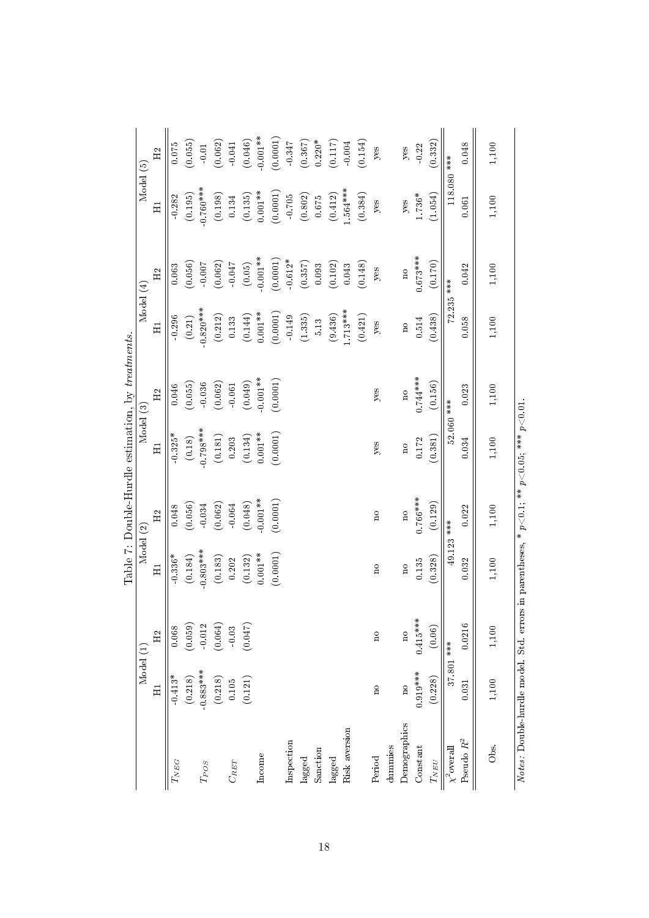Table 7: Double-Hurdle estimation, by *treatments*.

| | Model (1) | | Model (2) | | Model (3) | | Model (4) | | Model (5) | |
|---|---|---|---|---|---|---|---|---|---|---|
| | H1 | H2 | H1 | H2 | H1 | H2 | H1 | H2 | H1 | H2 |
| $T_{NEG}$ | -0.413* | 0.068 | -0.336* | 0.048 | -0.325* | 0.046 | -0.296 | 0.063 | -0.282 | 0.075 |
| | (0.218) | (0.059) | (0.184) | (0.056) | (0.18) | (0.055) | (0.21) | (0.056) | (0.195) | (0.055) |
| $T_{POS}$ | -0.883*** | -0.012 | -0.803*** | -0.034 | -0.798*** | -0.036 | -0.820*** | -0.007 | -0.760*** | -0.01 |
| | (0.218) | (0.064) | (0.183) | (0.062) | (0.181) | (0.062) | (0.212) | (0.062) | (0.198) | (0.062) |
| $C_{RET}$ | 0.105 | -0.03 | 0.202 | -0.064 | 0.203 | -0.061 | 0.133 | -0.047 | 0.134 | -0.041 |
| | (0.121) | (0.047) | (0.132) | (0.048) | (0.134) | (0.049) | (0.144) | (0.05) | (0.135) | (0.046) |
| Income | | | 0.001** | -0.001** | 0.001** | -0.001** | 0.001** | -0.001** | 0.001** | -0.001** |
| | | | (0.0001) | (0.0001) | (0.0001) | (0.0001) | (0.0001) | (0.0001) | (0.0001) | (0.0001) |
| Inspection lagged | | | | | | | -0.149 | -0.612* | -0.705 | -0.347 |
| | | | | | | | (1.335) | (0.357) | (0.802) | (0.367) |
| Sanction lagged | | | | | | | 5.13 | 0.093 | 0.675 | 0.220* |
| | | | | | | | (9.436) | (0.102) | (0.412) | (0.117) |
| Risk aversion | | | | | | | 1.713*** | 0.043 | 1.564*** | -0.004 |
| | | | | | | | (0.421) | (0.148) | (0.384) | (0.154) |
| Period dummies | no | no | no | no | yes | yes | yes | yes | yes | yes |
| Demographics | no | no | no | no | no | no | no | no | yes | yes |
| Constant | 0.919*** | 0.415*** | 0.135 | 0.766*** | 0.172 | 0.744*** | 0.514 | 0.673*** | 1.736* | -0.22 |
| $T_{NEU}$ | (0.228) | (0.06) | (0.328) | (0.129) | (0.381) | (0.156) | (0.438) | (0.170) | (1.054) | (0.332) |
| $\chi^2$overall | 37.801 *** | | 49.123 *** | | 52.060 *** | | 72.235 *** | | 118.080 *** | |
| Pseudo $R^2$ | 0.031 | 0.0216 | 0.032 | 0.022 | 0.034 | 0.023 | 0.058 | 0.042 | 0.061 | 0.048 |
| Obs. | 1,100 | 1,100 | 1,100 | 1,100 | 1,100 | 1,100 | 1,100 | 1,100 | 1,100 | 1,100 |

*Notes:* Double-hurdle model. Std. errors in parentheses, * $p<0.1$; ** $p<0.05$; *** $p<0.01$.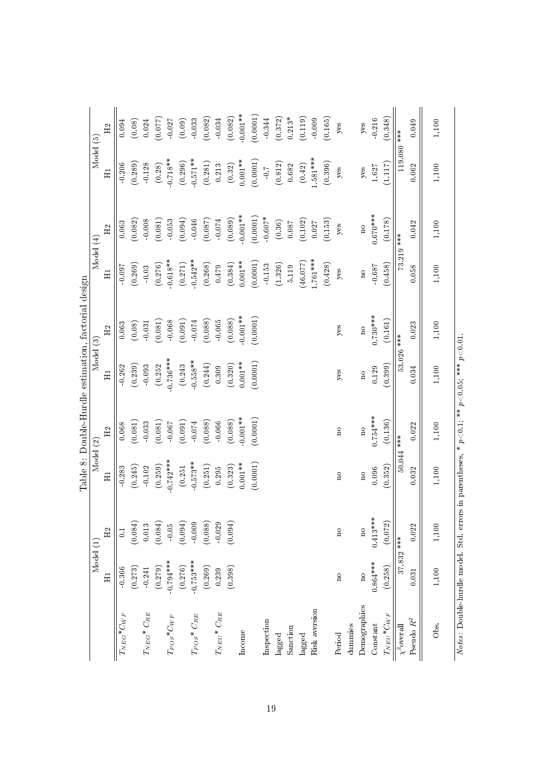Table 8: Double-Hurdle estimation, factorial design

| | Model (1) | | Model (2) | | Model (3) | | Model (4) | | Model (5) | |
|---|---|---|---|---|---|---|---|---|---|---|
| | H1 | H2 | H1 | H2 | H1 | H2 | H1 | H2 | H1 | H2 |
| $T_{NEG}$*$C_{WF}$ | -0.366 | 0.1 | -0.283 | 0.068 | -0.262 | 0.063 | -0.097 | 0.063 | -0.206 | 0.094 |
| | (0.273) | (0.084) | (0.245) | (0.081) | (0.239) | (0.08) | (0.269) | (0.082) | (0.289) | (0.08) |
| $T_{NEG}$* $C_{RE}$ | -0.241 | 0.013 | -0.102 | -0.033 | -0.093 | -0.031 | -0.03 | -0.008 | -0.128 | 0.024 |
| | (0.279) | (0.084) | (0.259) | (0.081) | (0.252 | (0.081) | (0.276) | (0.081) | (0.28) | (0.077) |
| $T_{POS}$*$C_{WF}$ | -0.794*** | -0.05 | -0.742*** | -0.067 | -0.736*** | -0.068 | -0.618** | -0.053 | -0.718** | -0.027 |
| | (0.276) | (0.094) | (0.251 | (0.091) | (0.243 | (0.091) | (0.271) | (0.094) | (0.296) | (0.09) |
| $T_{POS}$* $C_{RE}$ | -0.753*** | -0.009 | -0.573** | -0.074 | -0.558** | -0.074 | -0.542** | -0.046 | -0.571** | -0.033 |
| | (0.269) | (0.088) | (0.251) | (0.088) | (0.244) | (0.088) | (0.268) | (0.087) | (0.281) | (0.082) |
| $T_{NEU}$* $C_{RE}$ | 0.239 | -0.029 | 0.295 | -0.066 | 0.309 | -0.065 | 0.479 | -0.074 | 0.213 | -0.034 |
| | (0.398) | (0.094) | (0.323) | (0.088) | (0.320) | (0.088) | (0.384) | (0.089) | (0.32) | (0.082) |
| Income | | | 0.001** | -0.001** | 0.001** | -0.001** | 0.001** | -0.001** | 0.001** | -0.001** |
| | | | (0.0001) | (0.0001) | (0.0001) | (0.0001) | (0.0001) | (0.0001) | (0.0001) | (0.0001) |
| Inspection | | | | | | | -0.153 | -0.607* | -0.7 | -0.344 |
| lagged | | | | | | | (1.326) | (0.36) | (0.812) | (0.372) |
| Sanction | | | | | | | 5.119 | 0.087 | 0.682 | 0.213* |
| lagged | | | | | | | (46.077) | (0.102) | (0.42) | (0.119) |
| Risk aversion | | | | | | | 1.761*** | 0.027 | 1.581*** | -0.009 |
| | | | | | | | (0.428) | (0.153) | (0.396) | (0.165) |
| Period dummies | no | no | no | no | yes | yes | yes | yes | yes | yes |
| Demographics | no | no | no | no | no | no | no | no | yes | yes |
| Constant | 0.864*** | 0.413*** | 0.096 | 0.754*** | 0.129 | 0.730*** | -0.687 | 0.670*** | 1.627 | -0.216 |
| $T_{NEU}$*$C_{WF}$ | (0.258) | (0.072) | (0.352) | (0.136) | (0.399) | (0.161) | (0.458) | (0.178) | (1.117) | (0.348) |
| $\chi^2$overall | 37.832 *** | | 50.044 *** | | 53.026 *** | | 73.219 *** | | 119.080 *** | |
| Pseudo $R^2$ | 0.031 | 0.022 | 0.032 | 0.022 | 0.034 | 0.023 | 0.058 | 0.042 | 0.062 | 0.049 |
| Obs. | 1,100 | 1,100 | 1,100 | 1,100 | 1,100 | 1,100 | 1,100 | 1,100 | 1,100 | 1,100 |

*Notes:* Double-hurdle model. Std. errors in parentheses, * $p<0.1$; ** $p<0.05$; *** $p<0.01$.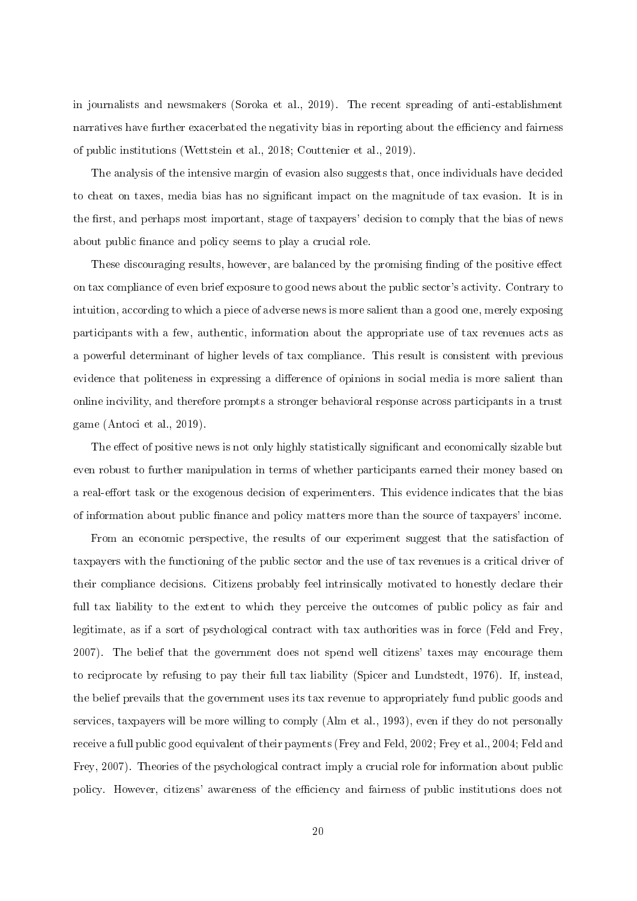in journalists and newsmakers (Soroka et al., 2019). The recent spreading of anti-establishment narratives have further exacerbated the negativity bias in reporting about the efficiency and fairness of public institutions (Wettstein et al., 2018; Couttenier et al., 2019).

The analysis of the intensive margin of evasion also suggests that, once individuals have decided to cheat on taxes, media bias has no significant impact on the magnitude of tax evasion. It is in the first, and perhaps most important, stage of taxpayers' decision to comply that the bias of news about public finance and policy seems to play a crucial role.

These discouraging results, however, are balanced by the promising finding of the positive effect on tax compliance of even brief exposure to good news about the public sector's activity. Contrary to intuition, according to which a piece of adverse news is more salient than a good one, merely exposing participants with a few, authentic, information about the appropriate use of tax revenues acts as a powerful determinant of higher levels of tax compliance. This result is consistent with previous evidence that politeness in expressing a difference of opinions in social media is more salient than online incivility, and therefore prompts a stronger behavioral response across participants in a trust game (Antoci et al., 2019).

The effect of positive news is not only highly statistically significant and economically sizable but even robust to further manipulation in terms of whether participants earned their money based on a real-effort task or the exogenous decision of experimenters. This evidence indicates that the bias of information about public finance and policy matters more than the source of taxpayers' income.

From an economic perspective, the results of our experiment suggest that the satisfaction of taxpayers with the functioning of the public sector and the use of tax revenues is a critical driver of their compliance decisions. Citizens probably feel intrinsically motivated to honestly declare their full tax liability to the extent to which they perceive the outcomes of public policy as fair and legitimate, as if a sort of psychological contract with tax authorities was in force (Feld and Frey, 2007). The belief that the government does not spend well citizens' taxes may encourage them to reciprocate by refusing to pay their full tax liability (Spicer and Lundstedt, 1976). If, instead, the belief prevails that the government uses its tax revenue to appropriately fund public goods and services, taxpayers will be more willing to comply (Alm et al., 1993), even if they do not personally receive a full public good equivalent of their payments (Frey and Feld, 2002; Frey et al., 2004; Feld and Frey, 2007). Theories of the psychological contract imply a crucial role for information about public policy. However, citizens' awareness of the efficiency and fairness of public institutions does not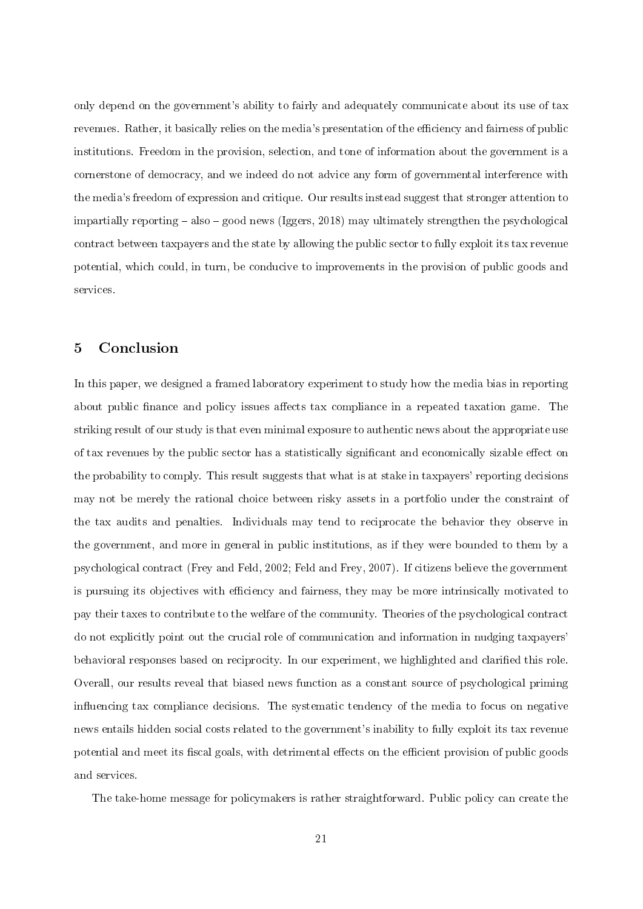only depend on the government's ability to fairly and adequately communicate about its use of tax revenues. Rather, it basically relies on the media's presentation of the efficiency and fairness of public institutions. Freedom in the provision, selection, and tone of information about the government is a cornerstone of democracy, and we indeed do not advice any form of governmental interference with the media's freedom of expression and critique. Our results instead suggest that stronger attention to impartially reporting – also – good news (Iggers, 2018) may ultimately strengthen the psychological contract between taxpayers and the state by allowing the public sector to fully exploit its tax revenue potential, which could, in turn, be conducive to improvements in the provision of public goods and services.

## 5 Conclusion

In this paper, we designed a framed laboratory experiment to study how the media bias in reporting about public finance and policy issues affects tax compliance in a repeated taxation game. The striking result of our study is that even minimal exposure to authentic news about the appropriate use of tax revenues by the public sector has a statistically significant and economically sizable effect on the probability to comply. This result suggests that what is at stake in taxpayers' reporting decisions may not be merely the rational choice between risky assets in a portfolio under the constraint of the tax audits and penalties. Individuals may tend to reciprocate the behavior they observe in the government, and more in general in public institutions, as if they were bounded to them by a psychological contract (Frey and Feld, 2002; Feld and Frey, 2007). If citizens believe the government is pursuing its objectives with efficiency and fairness, they may be more intrinsically motivated to pay their taxes to contribute to the welfare of the community. Theories of the psychological contract do not explicitly point out the crucial role of communication and information in nudging taxpayers' behavioral responses based on reciprocity. In our experiment, we highlighted and clarified this role. Overall, our results reveal that biased news function as a constant source of psychological priming influencing tax compliance decisions. The systematic tendency of the media to focus on negative news entails hidden social costs related to the government's inability to fully exploit its tax revenue potential and meet its fiscal goals, with detrimental effects on the efficient provision of public goods and services.

The take-home message for policymakers is rather straightforward. Public policy can create the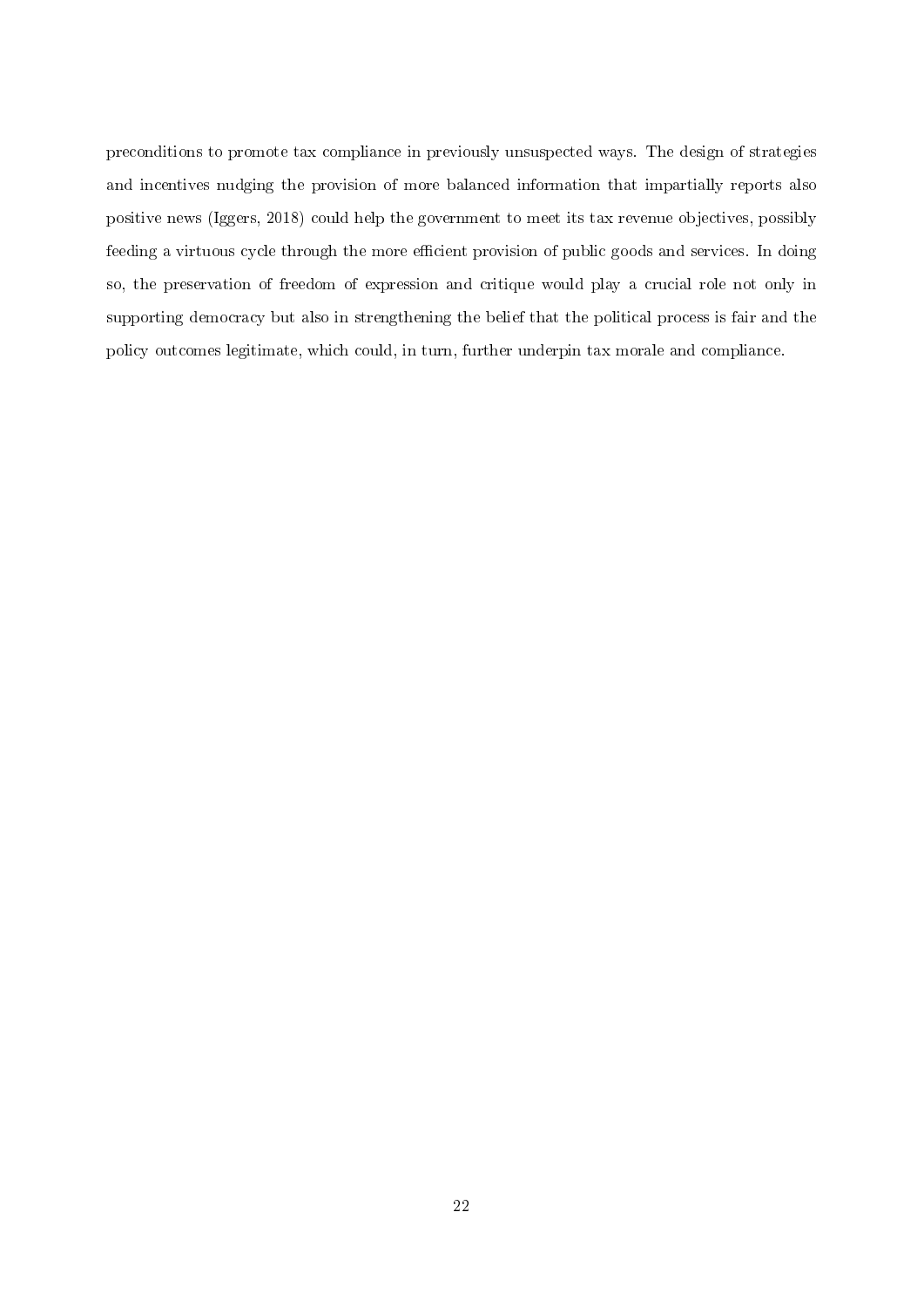preconditions to promote tax compliance in previously unsuspected ways. The design of strategies and incentives nudging the provision of more balanced information that impartially reports also positive news (Iggers, 2018) could help the government to meet its tax revenue objectives, possibly feeding a virtuous cycle through the more efficient provision of public goods and services. In doing so, the preservation of freedom of expression and critique would play a crucial role not only in supporting democracy but also in strengthening the belief that the political process is fair and the policy outcomes legitimate, which could, in turn, further underpin tax morale and compliance.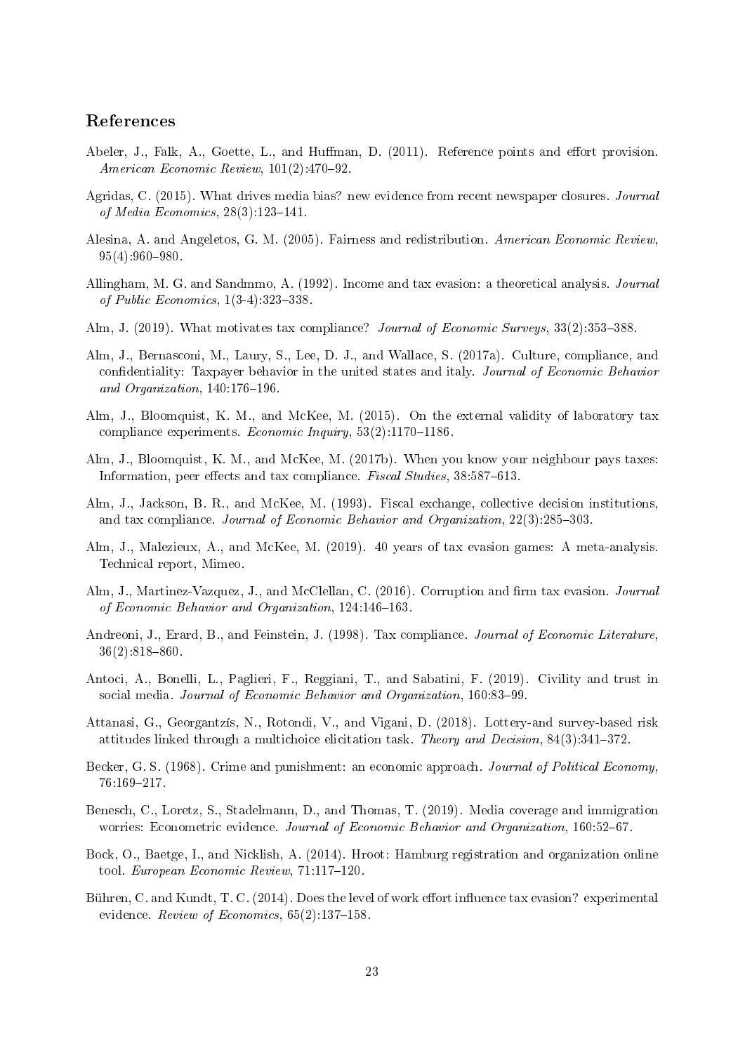## References

Abeler, J., Falk, A., Goette, L., and Huffman, D. (2011). Reference points and effort provision. *American Economic Review*, 101(2):470–92.

Agridas, C. (2015). What drives media bias? new evidence from recent newspaper closures. *Journal of Media Economics*, 28(3):123–141.

Alesina, A. and Angeletos, G. M. (2005). Fairness and redistribution. *American Economic Review*, 95(4):960–980.

Allingham, M. G. and Sandmmo, A. (1992). Income and tax evasion: a theoretical analysis. *Journal of Public Economics*, 1(3-4):323–338.

Alm, J. (2019). What motivates tax compliance? *Journal of Economic Surveys*, 33(2):353–388.

Alm, J., Bernasconi, M., Laury, S., Lee, D. J., and Wallace, S. (2017a). Culture, compliance, and confidentiality: Taxpayer behavior in the united states and italy. *Journal of Economic Behavior and Organization*, 140:176–196.

Alm, J., Bloomquist, K. M., and McKee, M. (2015). On the external validity of laboratory tax compliance experiments. *Economic Inquiry*, 53(2):1170–1186.

Alm, J., Bloomquist, K. M., and McKee, M. (2017b). When you know your neighbour pays taxes: Information, peer effects and tax compliance. *Fiscal Studies*, 38:587–613.

Alm, J., Jackson, B. R., and McKee, M. (1993). Fiscal exchange, collective decision institutions, and tax compliance. *Journal of Economic Behavior and Organization*, 22(3):285–303.

Alm, J., Malezieux, A., and McKee, M. (2019). 40 years of tax evasion games: A meta-analysis. Technical report, Mimeo.

Alm, J., Martinez-Vazquez, J., and McClellan, C. (2016). Corruption and firm tax evasion. *Journal of Economic Behavior and Organization*, 124:146–163.

Andreoni, J., Erard, B., and Feinstein, J. (1998). Tax compliance. *Journal of Economic Literature*, 36(2):818–860.

Antoci, A., Bonelli, L., Paglieri, F., Reggiani, T., and Sabatini, F. (2019). Civility and trust in social media. *Journal of Economic Behavior and Organization*, 160:83–99.

Attanasi, G., Georgantzís, N., Rotondi, V., and Vigani, D. (2018). Lottery-and survey-based risk attitudes linked through a multichoice elicitation task. *Theory and Decision*, 84(3):341–372.

Becker, G. S. (1968). Crime and punishment: an economic approach. *Journal of Political Economy*, 76:169–217.

Benesch, C., Loretz, S., Stadelmann, D., and Thomas, T. (2019). Media coverage and immigration worries: Econometric evidence. *Journal of Economic Behavior and Organization*, 160:52–67.

Bock, O., Baetge, I., and Nicklish, A. (2014). Hroot: Hamburg registration and organization online tool. *European Economic Review*, 71:117–120.

Bühren, C. and Kundt, T. C. (2014). Does the level of work effort influence tax evasion? experimental evidence. *Review of Economics*, 65(2):137–158.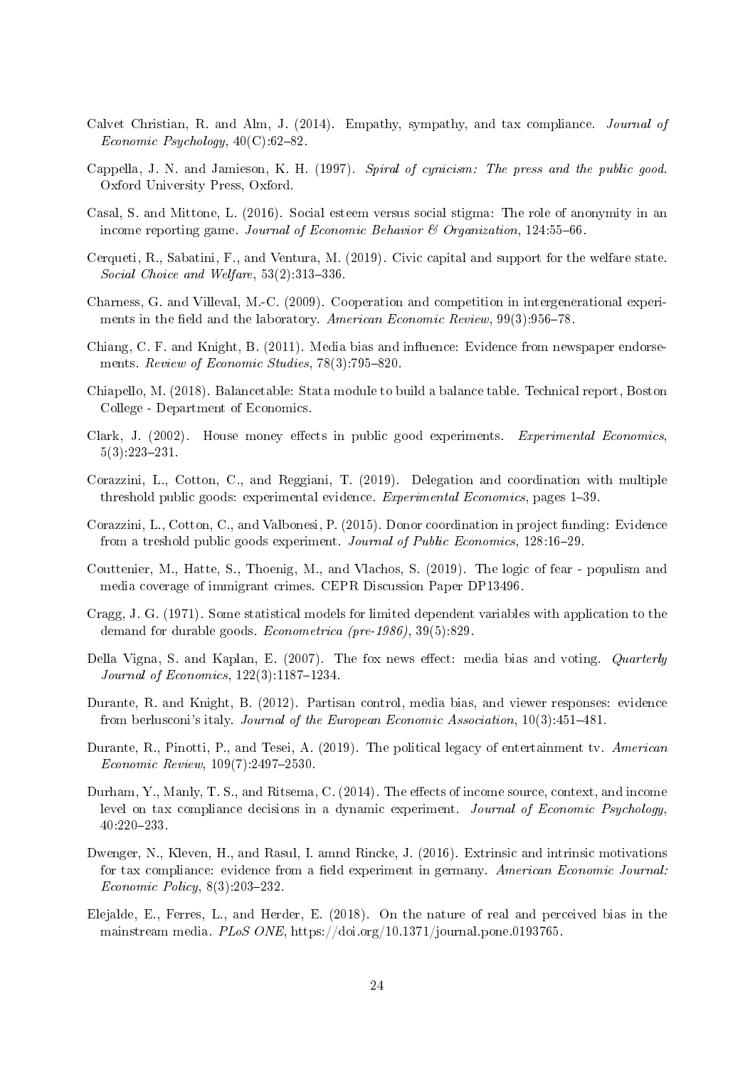Calvet Christian, R. and Alm, J. (2014). Empathy, sympathy, and tax compliance. *Journal of Economic Psychology*, 40(C):62–82.

Cappella, J. N. and Jamieson, K. H. (1997). *Spiral of cynicism: The press and the public good.* Oxford University Press, Oxford.

Casal, S. and Mittone, L. (2016). Social esteem versus social stigma: The role of anonymity in an income reporting game. *Journal of Economic Behavior & Organization*, 124:55–66.

Cerqueti, R., Sabatini, F., and Ventura, M. (2019). Civic capital and support for the welfare state. *Social Choice and Welfare*, 53(2):313–336.

Charness, G. and Villeval, M.-C. (2009). Cooperation and competition in intergenerational experiments in the field and the laboratory. *American Economic Review*, 99(3):956–78.

Chiang, C. F. and Knight, B. (2011). Media bias and influence: Evidence from newspaper endorsements. *Review of Economic Studies*, 78(3):795–820.

Chiapello, M. (2018). Balancetable: Stata module to build a balance table. Technical report, Boston College - Department of Economics.

Clark, J. (2002). House money effects in public good experiments. *Experimental Economics*, 5(3):223–231.

Corazzini, L., Cotton, C., and Reggiani, T. (2019). Delegation and coordination with multiple threshold public goods: experimental evidence. *Experimental Economics*, pages 1–39.

Corazzini, L., Cotton, C., and Valbonesi, P. (2015). Donor coordination in project funding: Evidence from a treshold public goods experiment. *Journal of Public Economics*, 128:16–29.

Couttenier, M., Hatte, S., Thoenig, M., and Vlachos, S. (2019). The logic of fear - populism and media coverage of immigrant crimes. CEPR Discussion Paper DP13496.

Cragg, J. G. (1971). Some statistical models for limited dependent variables with application to the demand for durable goods. *Econometrica (pre-1986)*, 39(5):829.

Della Vigna, S. and Kaplan, E. (2007). The fox news effect: media bias and voting. *Quarterly Journal of Economics*, 122(3):1187–1234.

Durante, R. and Knight, B. (2012). Partisan control, media bias, and viewer responses: evidence from berlusconi's italy. *Journal of the European Economic Association*, 10(3):451–481.

Durante, R., Pinotti, P., and Tesei, A. (2019). The political legacy of entertainment tv. *American Economic Review*, 109(7):2497–2530.

Durham, Y., Manly, T. S., and Ritsema, C. (2014). The effects of income source, context, and income level on tax compliance decisions in a dynamic experiment. *Journal of Economic Psychology*, 40:220–233.

Dwenger, N., Kleven, H., and Rasul, I. amnd Rincke, J. (2016). Extrinsic and intrinsic motivations for tax compliance: evidence from a field experiment in germany. *American Economic Journal: Economic Policy*, 8(3):203–232.

Elejalde, E., Ferres, L., and Herder, E. (2018). On the nature of real and perceived bias in the mainstream media. *PLoS ONE*, https://doi.org/10.1371/journal.pone.0193765.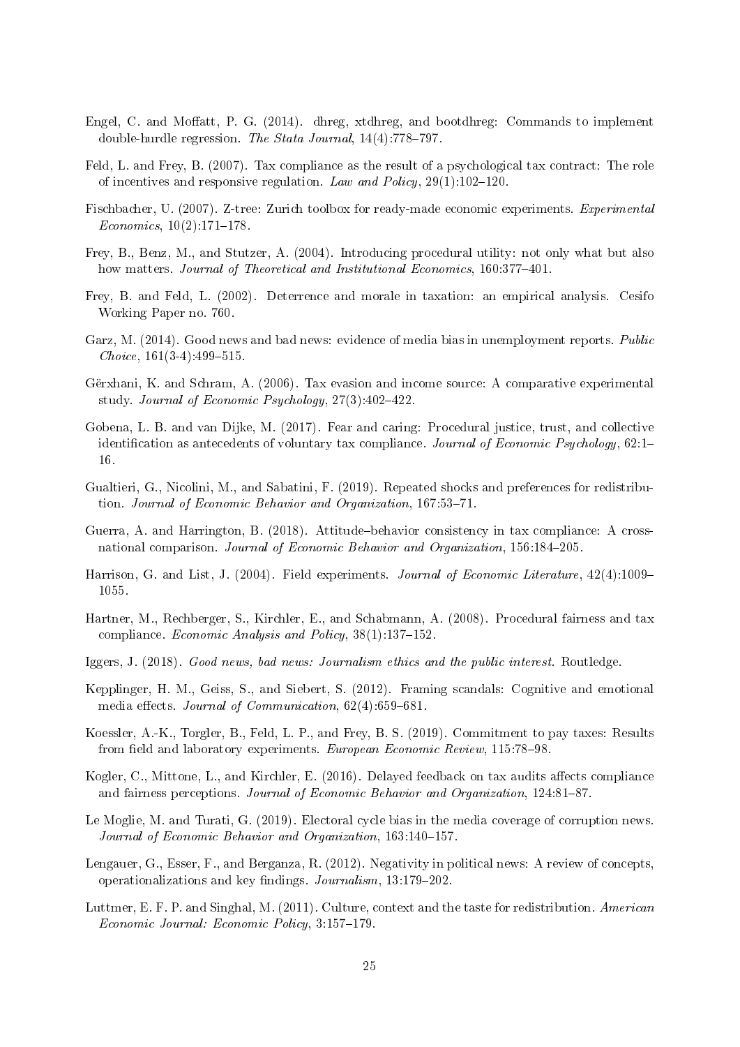Engel, C. and Moffatt, P. G. (2014). dhreg, xtdhreg, and bootdhreg: Commands to implement double-hurdle regression. *The Stata Journal*, 14(4):778–797.

Feld, L. and Frey, B. (2007). Tax compliance as the result of a psychological tax contract: The role of incentives and responsive regulation. *Law and Policy*, 29(1):102–120.

Fischbacher, U. (2007). Z-tree: Zurich toolbox for ready-made economic experiments. *Experimental Economics*, 10(2):171–178.

Frey, B., Benz, M., and Stutzer, A. (2004). Introducing procedural utility: not only what but also how matters. *Journal of Theoretical and Institutional Economics*, 160:377–401.

Frey, B. and Feld, L. (2002). Deterrence and morale in taxation: an empirical analysis. Cesifo Working Paper no. 760.

Garz, M. (2014). Good news and bad news: evidence of media bias in unemployment reports. *Public Choice*, 161(3-4):499–515.

Gërxhani, K. and Schram, A. (2006). Tax evasion and income source: A comparative experimental study. *Journal of Economic Psychology*, 27(3):402–422.

Gobena, L. B. and van Dijke, M. (2017). Fear and caring: Procedural justice, trust, and collective identification as antecedents of voluntary tax compliance. *Journal of Economic Psychology*, 62:1–16.

Gualtieri, G., Nicolini, M., and Sabatini, F. (2019). Repeated shocks and preferences for redistribution. *Journal of Economic Behavior and Organization*, 167:53–71.

Guerra, A. and Harrington, B. (2018). Attitude–behavior consistency in tax compliance: A cross-national comparison. *Journal of Economic Behavior and Organization*, 156:184–205.

Harrison, G. and List, J. (2004). Field experiments. *Journal of Economic Literature*, 42(4):1009–1055.

Hartner, M., Rechberger, S., Kirchler, E., and Schabmann, A. (2008). Procedural fairness and tax compliance. *Economic Analysis and Policy*, 38(1):137–152.

Iggers, J. (2018). *Good news, bad news: Journalism ethics and the public interest*. Routledge.

Kepplinger, H. M., Geiss, S., and Siebert, S. (2012). Framing scandals: Cognitive and emotional media effects. *Journal of Communication*, 62(4):659–681.

Koessler, A.-K., Torgler, B., Feld, L. P., and Frey, B. S. (2019). Commitment to pay taxes: Results from field and laboratory experiments. *European Economic Review*, 115:78–98.

Kogler, C., Mittone, L., and Kirchler, E. (2016). Delayed feedback on tax audits affects compliance and fairness perceptions. *Journal of Economic Behavior and Organization*, 124:81–87.

Le Moglie, M. and Turati, G. (2019). Electoral cycle bias in the media coverage of corruption news. *Journal of Economic Behavior and Organization*, 163:140–157.

Lengauer, G., Esser, F., and Berganza, R. (2012). Negativity in political news: A review of concepts, operationalizations and key findings. *Journalism*, 13:179–202.

Luttmer, E. F. P. and Singhal, M. (2011). Culture, context and the taste for redistribution. *American Economic Journal: Economic Policy*, 3:157–179.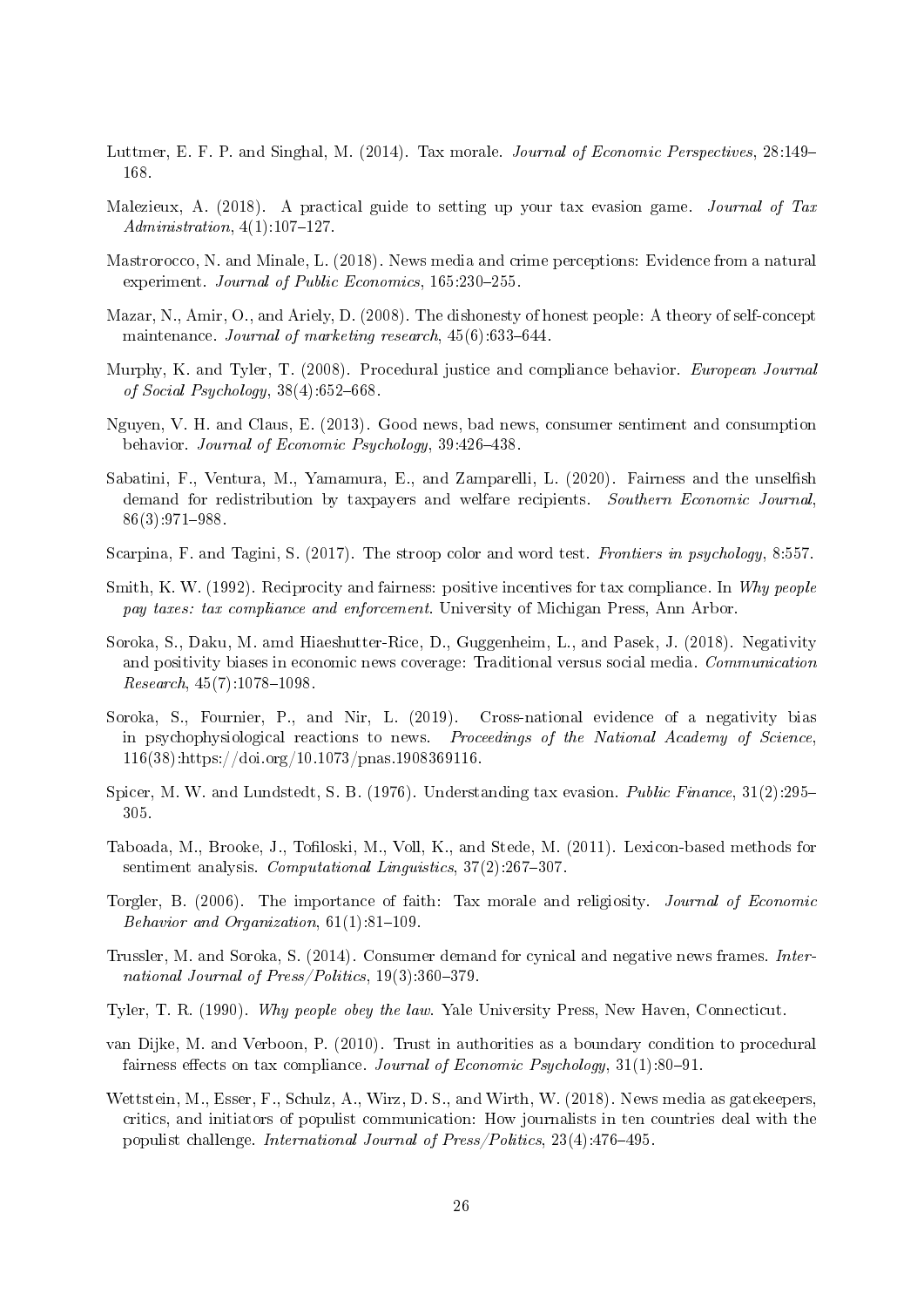Luttmer, E. F. P. and Singhal, M. (2014). Tax morale. *Journal of Economic Perspectives*, 28:149–168.

Malezieux, A. (2018). A practical guide to setting up your tax evasion game. *Journal of Tax Administration*, 4(1):107–127.

Mastrorocco, N. and Minale, L. (2018). News media and crime perceptions: Evidence from a natural experiment. *Journal of Public Economics*, 165:230–255.

Mazar, N., Amir, O., and Ariely, D. (2008). The dishonesty of honest people: A theory of self-concept maintenance. *Journal of marketing research*, 45(6):633–644.

Murphy, K. and Tyler, T. (2008). Procedural justice and compliance behavior. *European Journal of Social Psychology*, 38(4):652–668.

Nguyen, V. H. and Claus, E. (2013). Good news, bad news, consumer sentiment and consumption behavior. *Journal of Economic Psychology*, 39:426–438.

Sabatini, F., Ventura, M., Yamamura, E., and Zamparelli, L. (2020). Fairness and the unselfish demand for redistribution by taxpayers and welfare recipients. *Southern Economic Journal*, 86(3):971–988.

Scarpina, F. and Tagini, S. (2017). The stroop color and word test. *Frontiers in psychology*, 8:557.

Smith, K. W. (1992). Reciprocity and fairness: positive incentives for tax compliance. In *Why people pay taxes: tax compliance and enforcement*. University of Michigan Press, Ann Arbor.

Soroka, S., Daku, M. amd Hiaeshutter-Rice, D., Guggenheim, L., and Pasek, J. (2018). Negativity and positivity biases in economic news coverage: Traditional versus social media. *Communication Research*, 45(7):1078–1098.

Soroka, S., Fournier, P., and Nir, L. (2019). Cross-national evidence of a negativity bias in psychophysiological reactions to news. *Proceedings of the National Academy of Science*, 116(38):https://doi.org/10.1073/pnas.1908369116.

Spicer, M. W. and Lundstedt, S. B. (1976). Understanding tax evasion. *Public Finance*, 31(2):295–305.

Taboada, M., Brooke, J., Tofiloski, M., Voll, K., and Stede, M. (2011). Lexicon-based methods for sentiment analysis. *Computational Linguistics*, 37(2):267–307.

Torgler, B. (2006). The importance of faith: Tax morale and religiosity. *Journal of Economic Behavior and Organization*, 61(1):81–109.

Trussler, M. and Soroka, S. (2014). Consumer demand for cynical and negative news frames. *International Journal of Press/Politics*, 19(3):360–379.

Tyler, T. R. (1990). *Why people obey the law*. Yale University Press, New Haven, Connecticut.

van Dijke, M. and Verboon, P. (2010). Trust in authorities as a boundary condition to procedural fairness effects on tax compliance. *Journal of Economic Psychology*, 31(1):80–91.

Wettstein, M., Esser, F., Schulz, A., Wirz, D. S., and Wirth, W. (2018). News media as gatekeepers, critics, and initiators of populist communication: How journalists in ten countries deal with the populist challenge. *International Journal of Press/Politics*, 23(4):476–495.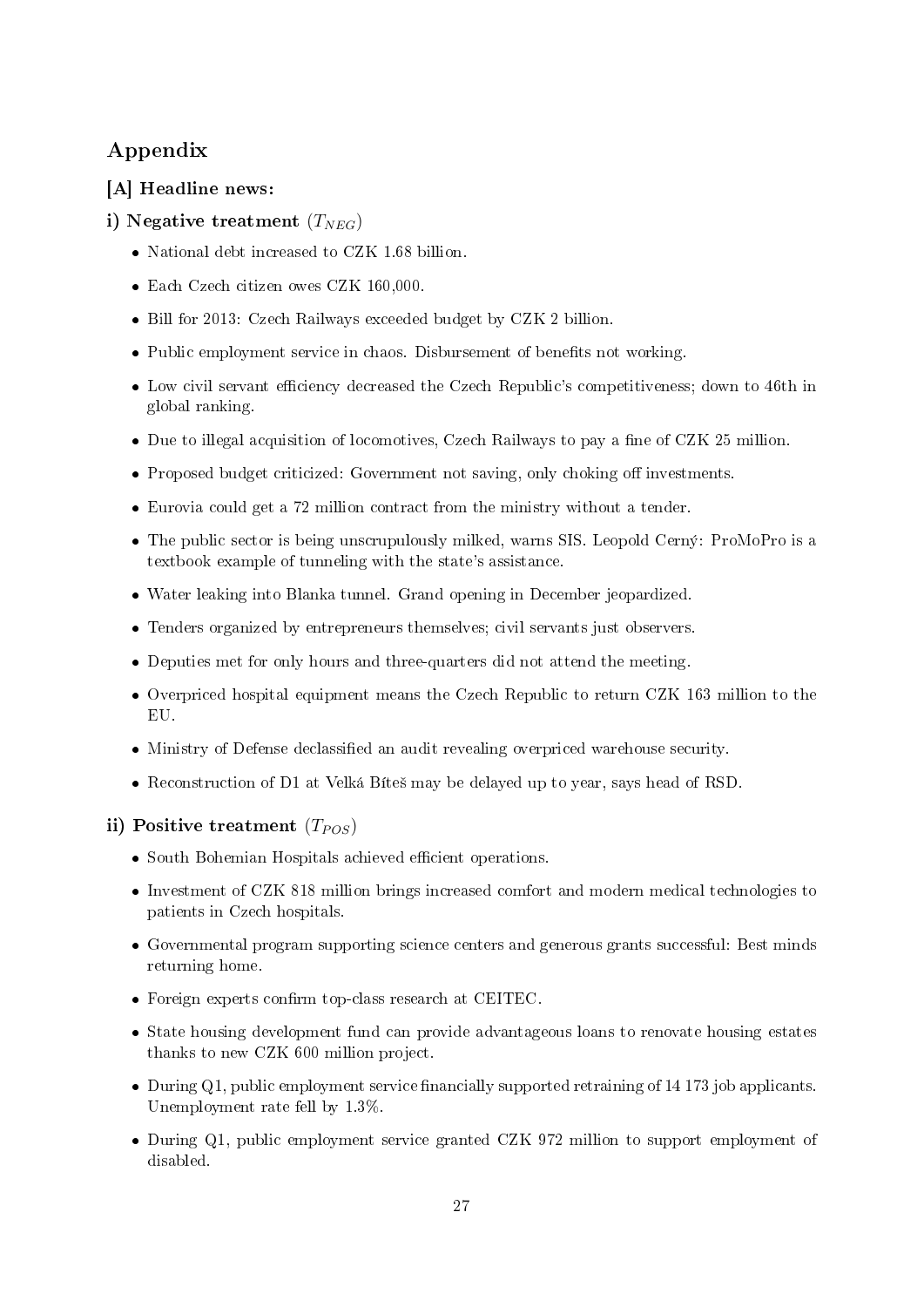## Appendix

### [A] Headline news:

#### i) Negative treatment ($T_{NEG}$)

- National debt increased to CZK 1.68 billion.
- Each Czech citizen owes CZK 160,000.
- Bill for 2013: Czech Railways exceeded budget by CZK 2 billion.
- Public employment service in chaos. Disbursement of benefits not working.
- Low civil servant efficiency decreased the Czech Republic's competitiveness; down to 46th in global ranking.
- Due to illegal acquisition of locomotives, Czech Railways to pay a fine of CZK 25 million.
- Proposed budget criticized: Government not saving, only choking off investments.
- Eurovia could get a 72 million contract from the ministry without a tender.
- The public sector is being unscrupulously milked, warns SIS. Leopold Cerný: ProMoPro is a textbook example of tunneling with the state's assistance.
- Water leaking into Blanka tunnel. Grand opening in December jeopardized.
- Tenders organized by entrepreneurs themselves; civil servants just observers.
- Deputies met for only hours and three-quarters did not attend the meeting.
- Overpriced hospital equipment means the Czech Republic to return CZK 163 million to the EU.
- Ministry of Defense declassified an audit revealing overpriced warehouse security.
- Reconstruction of D1 at Velká Bíteš may be delayed up to year, says head of RSD.

#### ii) Positive treatment ($T_{POS}$)

- South Bohemian Hospitals achieved efficient operations.
- Investment of CZK 818 million brings increased comfort and modern medical technologies to patients in Czech hospitals.
- Governmental program supporting science centers and generous grants successful: Best minds returning home.
- Foreign experts confirm top-class research at CEITEC.
- State housing development fund can provide advantageous loans to renovate housing estates thanks to new CZK 600 million project.
- During Q1, public employment service financially supported retraining of 14 173 job applicants. Unemployment rate fell by 1.3%.
- During Q1, public employment service granted CZK 972 million to support employment of disabled.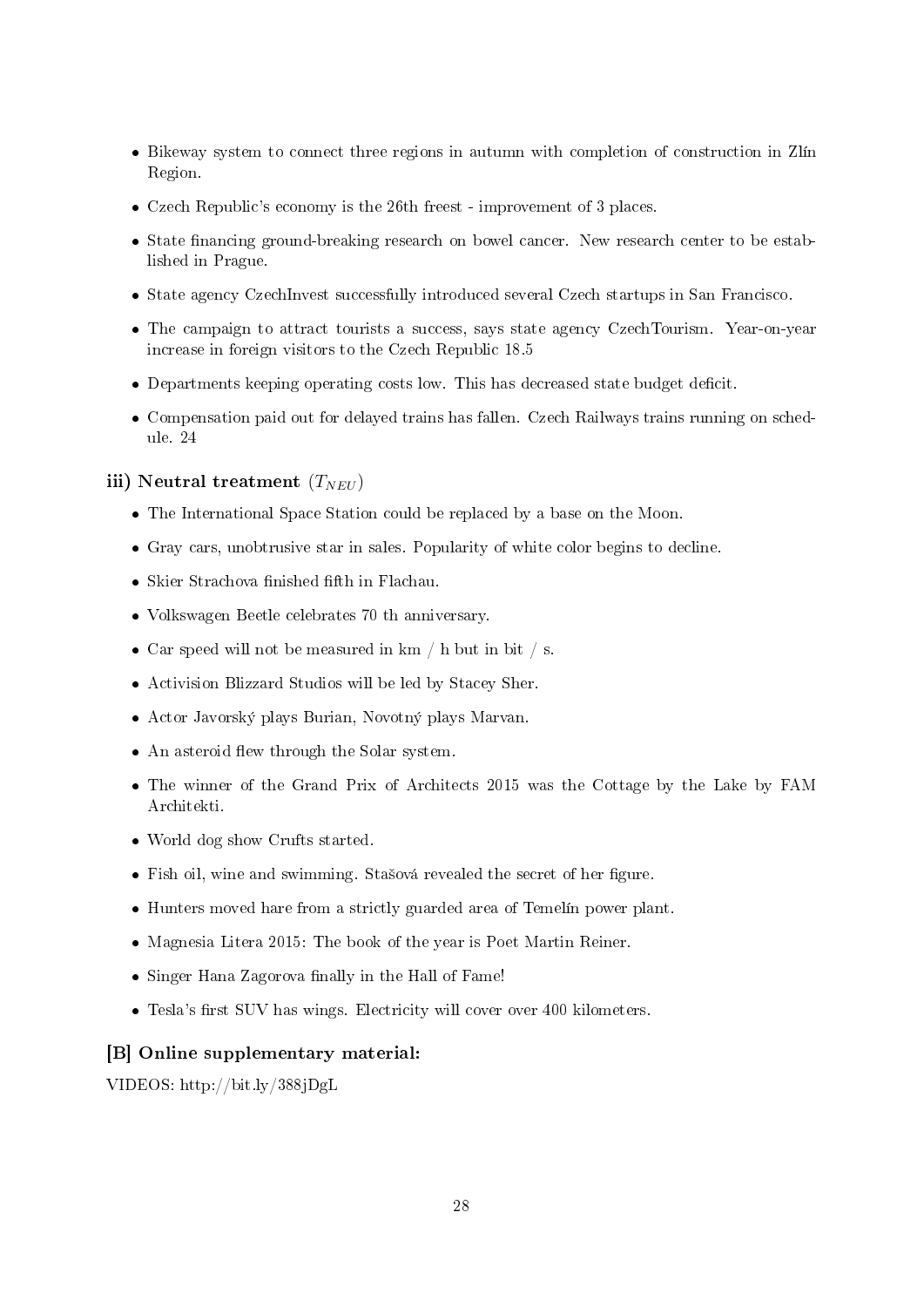- Bikeway system to connect three regions in autumn with completion of construction in Zlín Region.
- Czech Republic's economy is the 26th freest - improvement of 3 places.
- State financing ground-breaking research on bowel cancer. New research center to be established in Prague.
- State agency CzechInvest successfully introduced several Czech startups in San Francisco.
- The campaign to attract tourists a success, says state agency CzechTourism. Year-on-year increase in foreign visitors to the Czech Republic 18.5
- Departments keeping operating costs low. This has decreased state budget deficit.
- Compensation paid out for delayed trains has fallen. Czech Railways trains running on schedule. 24

### iii) Neutral treatment ($T_{NEU}$)

- The International Space Station could be replaced by a base on the Moon.
- Gray cars, unobtrusive star in sales. Popularity of white color begins to decline.
- Skier Strachova finished fifth in Flachau.
- Volkswagen Beetle celebrates 70 th anniversary.
- Car speed will not be measured in km / h but in bit / s.
- Activision Blizzard Studios will be led by Stacey Sher.
- Actor Javorský plays Burian, Novotný plays Marvan.
- An asteroid flew through the Solar system.
- The winner of the Grand Prix of Architects 2015 was the Cottage by the Lake by FAM Architekti.
- World dog show Crufts started.
- Fish oil, wine and swimming. Stašová revealed the secret of her figure.
- Hunters moved hare from a strictly guarded area of Temelín power plant.
- Magnesia Litera 2015: The book of the year is Poet Martin Reiner.
- Singer Hana Zagorova finally in the Hall of Fame!
- Tesla's first SUV has wings. Electricity will cover over 400 kilometers.

## [B] Online supplementary material:

VIDEOS: http://bit.ly/388jDgL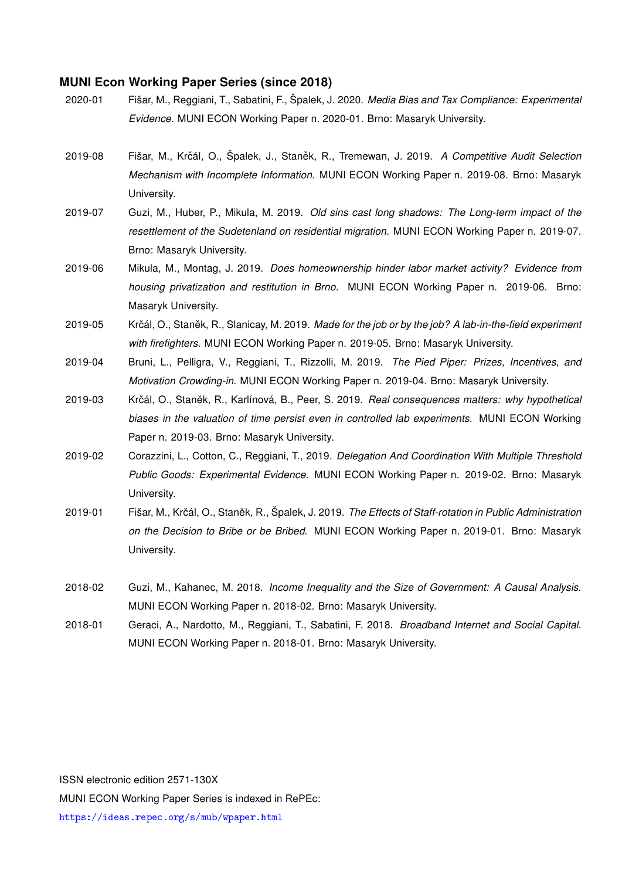## MUNI Econ Working Paper Series (since 2018)

2020-01 Fišar, M., Reggiani, T., Sabatini, F., Špalek, J. 2020. *Media Bias and Tax Compliance: Experimental Evidence*. MUNI ECON Working Paper n. 2020-01. Brno: Masaryk University.

2019-08 Fišar, M., Krčál, O., Špalek, J., Staněk, R., Tremewan, J. 2019. *A Competitive Audit Selection Mechanism with Incomplete Information*. MUNI ECON Working Paper n. 2019-08. Brno: Masaryk University.

2019-07 Guzi, M., Huber, P., Mikula, M. 2019. *Old sins cast long shadows: The Long-term impact of the resettlement of the Sudetenland on residential migration*. MUNI ECON Working Paper n. 2019-07. Brno: Masaryk University.

2019-06 Mikula, M., Montag, J. 2019. *Does homeownership hinder labor market activity? Evidence from housing privatization and restitution in Brno.* MUNI ECON Working Paper n. 2019-06. Brno: Masaryk University.

2019-05 Krčál, O., Staněk, R., Slanicay, M. 2019. *Made for the job or by the job? A lab-in-the-field experiment with firefighters.* MUNI ECON Working Paper n. 2019-05. Brno: Masaryk University.

2019-04 Bruni, L., Pelligra, V., Reggiani, T., Rizzolli, M. 2019. *The Pied Piper: Prizes, Incentives, and Motivation Crowding-in*. MUNI ECON Working Paper n. 2019-04. Brno: Masaryk University.

2019-03 Krčál, O., Staněk, R., Karlínová, B., Peer, S. 2019. *Real consequences matters: why hypothetical biases in the valuation of time persist even in controlled lab experiments*. MUNI ECON Working Paper n. 2019-03. Brno: Masaryk University.

2019-02 Corazzini, L., Cotton, C., Reggiani, T., 2019. *Delegation And Coordination With Multiple Threshold Public Goods: Experimental Evidence*. MUNI ECON Working Paper n. 2019-02. Brno: Masaryk University.

2019-01 Fišar, M., Krčál, O., Staněk, R., Špalek, J. 2019. *The Effects of Staff-rotation in Public Administration on the Decision to Bribe or be Bribed*. MUNI ECON Working Paper n. 2019-01. Brno: Masaryk University.

2018-02 Guzi, M., Kahanec, M. 2018. *Income Inequality and the Size of Government: A Causal Analysis*. MUNI ECON Working Paper n. 2018-02. Brno: Masaryk University.

2018-01 Geraci, A., Nardotto, M., Reggiani, T., Sabatini, F. 2018. *Broadband Internet and Social Capital*. MUNI ECON Working Paper n. 2018-01. Brno: Masaryk University.

ISSN electronic edition 2571-130X

MUNI ECON Working Paper Series is indexed in RePEc:

https://ideas.repec.org/s/mub/wpaper.html